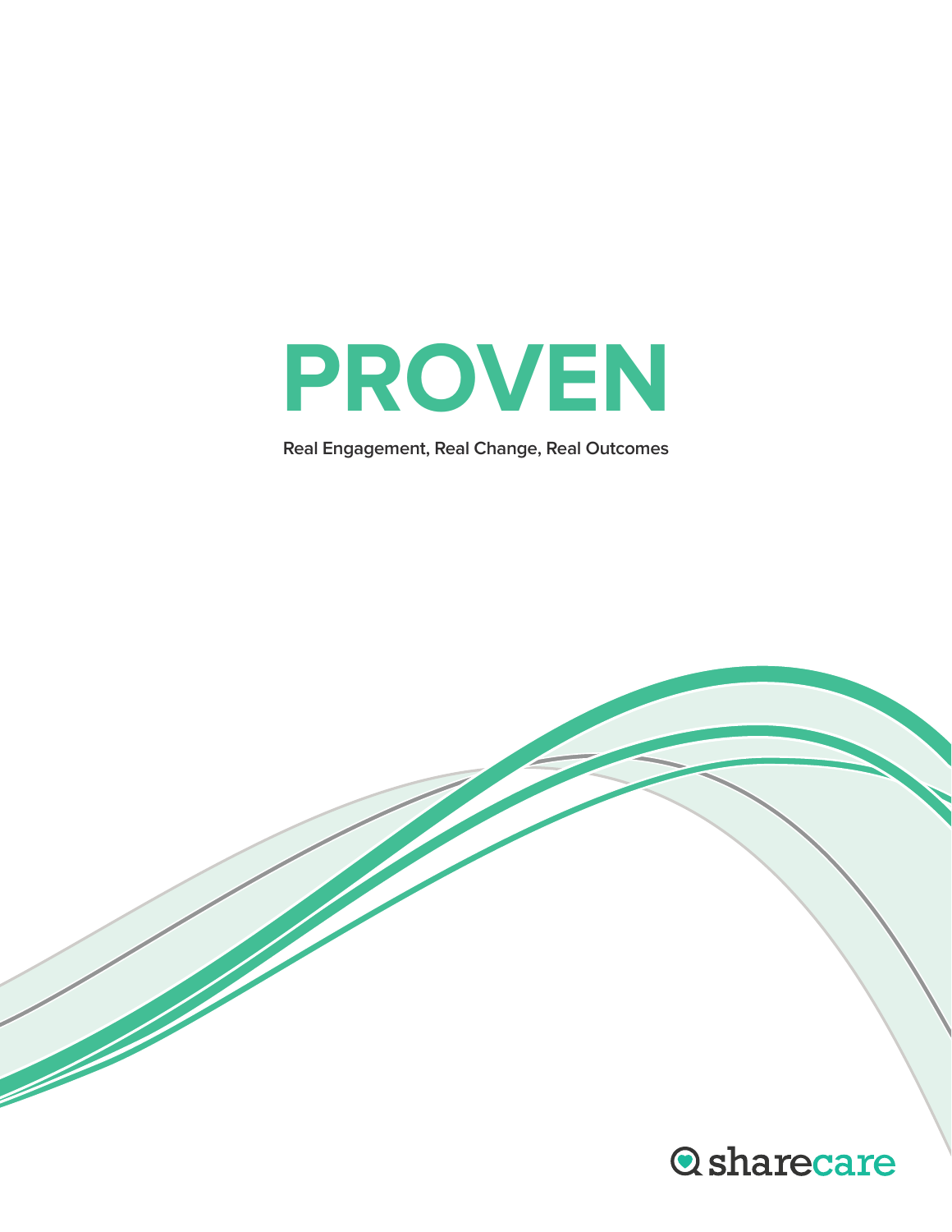# PROVEN

**Real Engagement, Real Change, Real Outcomes**

sharecare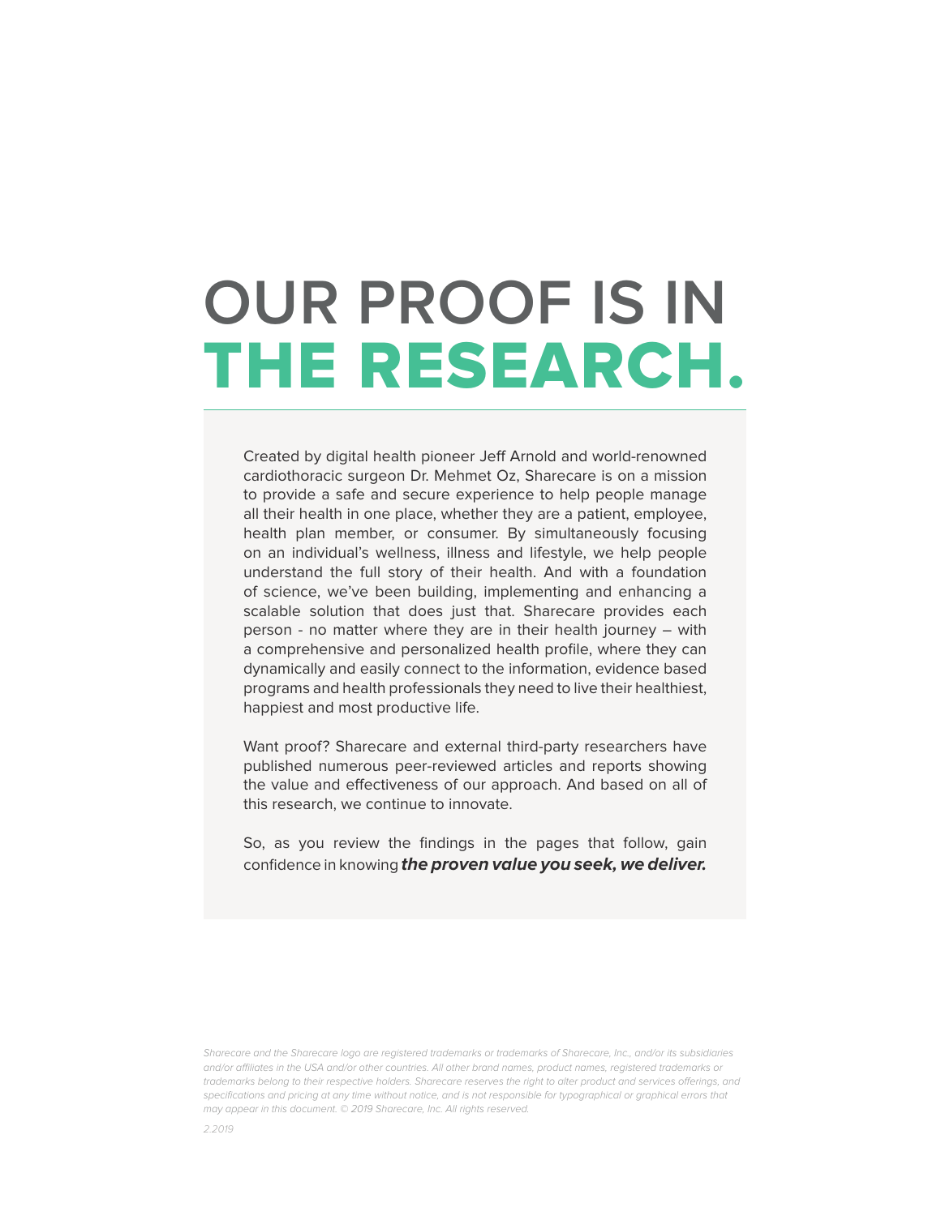# OUR PROOF IS IN THE RESEARCH.

Created by digital health pioneer Jeff Arnold and world-renowned cardiothoracic surgeon Dr. Mehmet Oz, Sharecare is on a mission to provide a safe and secure experience to help people manage all their health in one place, whether they are a patient, employee, health plan member, or consumer. By simultaneously focusing on an individual's wellness, illness and lifestyle, we help people understand the full story of their health. And with a foundation of science, we've been building, implementing and enhancing a scalable solution that does just that. Sharecare provides each person - no matter where they are in their health journey – with a comprehensive and personalized health profile, where they can dynamically and easily connect to the information, evidence based programs and health professionals they need to live their healthiest, happiest and most productive life.

Want proof? Sharecare and external third-party researchers have published numerous peer-reviewed articles and reports showing the value and effectiveness of our approach. And based on all of this research, we continue to innovate.

So, as you review the findings in the pages that follow, gain confidence in knowing ***the proven value you seek, we deliver.***

*Sharecare and the Sharecare logo are registered trademarks or trademarks of Sharecare, Inc., and/or its subsidiaries and/or affiliates in the USA and/or other countries. All other brand names, product names, registered trademarks or trademarks belong to their respective holders. Sharecare reserves the right to alter product and services offerings, and specifications and pricing at any time without notice, and is not responsible for typographical or graphical errors that may appear in this document. © 2019 Sharecare, Inc. All rights reserved.*

*2.2019*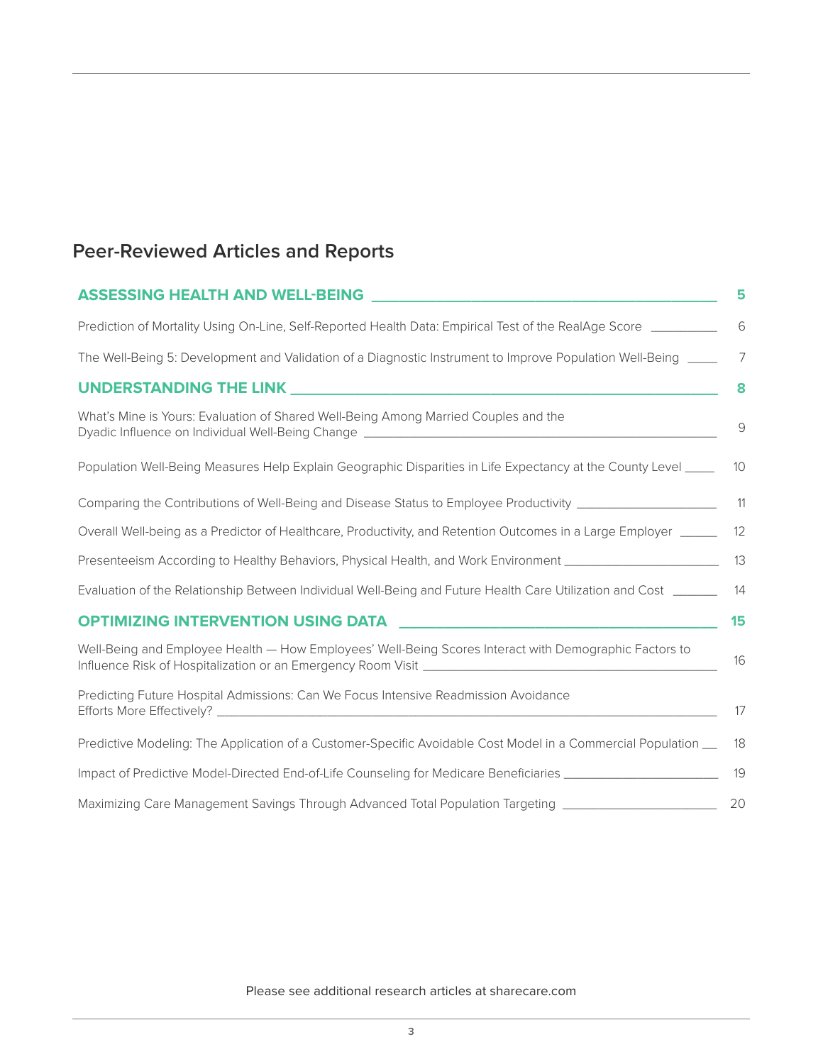## Peer-Reviewed Articles and Reports

| | |
|---|---|
| **ASSESSING HEALTH AND WELL-BEING** | **5** |
| Prediction of Mortality Using On-Line, Self-Reported Health Data: Empirical Test of the RealAge Score | 6 |
| The Well-Being 5: Development and Validation of a Diagnostic Instrument to Improve Population Well-Being | 7 |
| **UNDERSTANDING THE LINK** | **8** |
| What's Mine is Yours: Evaluation of Shared Well-Being Among Married Couples and the Dyadic Influence on Individual Well-Being Change | 9 |
| Population Well-Being Measures Help Explain Geographic Disparities in Life Expectancy at the County Level | 10 |
| Comparing the Contributions of Well-Being and Disease Status to Employee Productivity | 11 |
| Overall Well-being as a Predictor of Healthcare, Productivity, and Retention Outcomes in a Large Employer | 12 |
| Presenteeism According to Healthy Behaviors, Physical Health, and Work Environment | 13 |
| Evaluation of the Relationship Between Individual Well-Being and Future Health Care Utilization and Cost | 14 |
| **OPTIMIZING INTERVENTION USING DATA** | **15** |
| Well-Being and Employee Health — How Employees' Well-Being Scores Interact with Demographic Factors to Influence Risk of Hospitalization or an Emergency Room Visit | 16 |
| Predicting Future Hospital Admissions: Can We Focus Intensive Readmission Avoidance Efforts More Effectively? | 17 |
| Predictive Modeling: The Application of a Customer-Specific Avoidable Cost Model in a Commercial Population | 18 |
| Impact of Predictive Model-Directed End-of-Life Counseling for Medicare Beneficiaries | 19 |
| Maximizing Care Management Savings Through Advanced Total Population Targeting | 20 |

Please see additional research articles at sharecare.com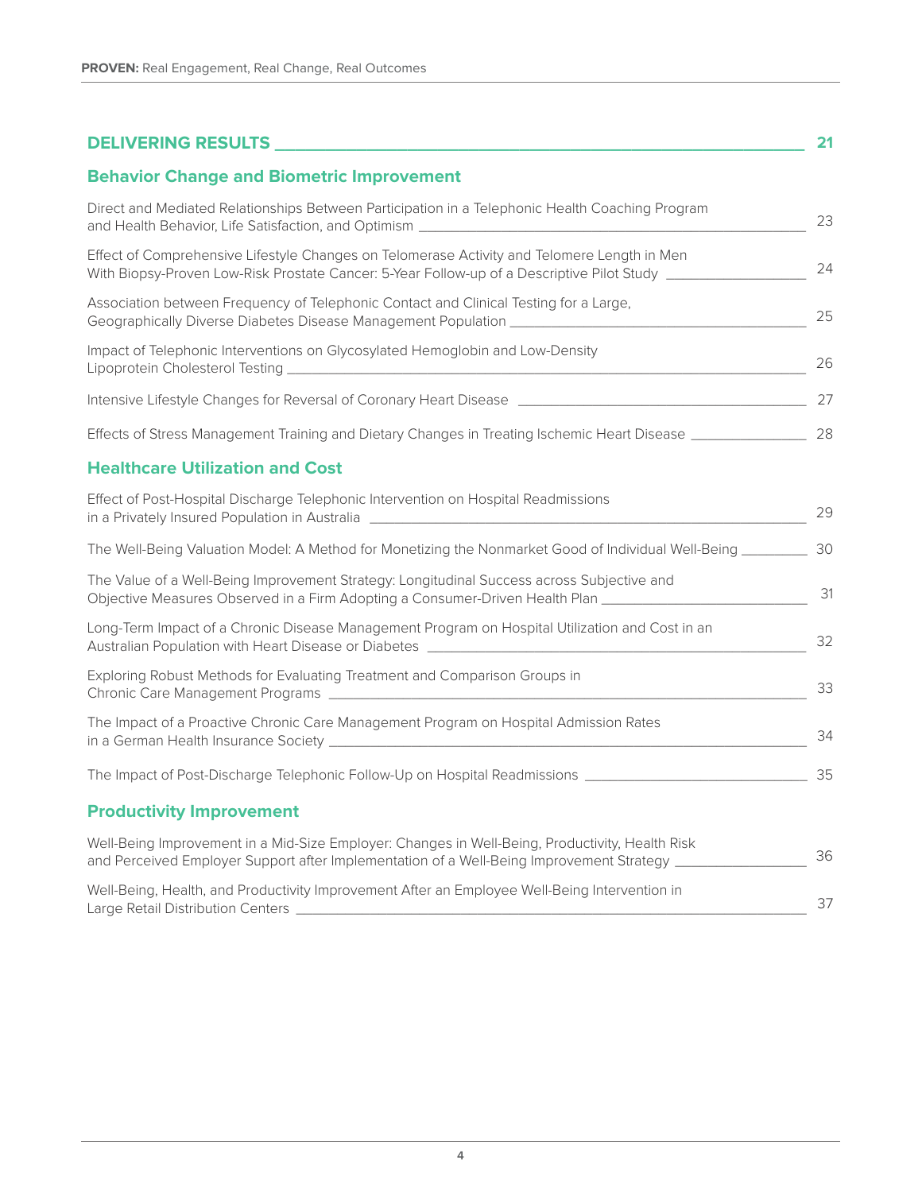## DELIVERING RESULTS — 21

### Behavior Change and Biometric Improvement

Direct and Mediated Relationships Between Participation in a Telephonic Health Coaching Program and Health Behavior, Life Satisfaction, and Optimism — 23

Effect of Comprehensive Lifestyle Changes on Telomerase Activity and Telomere Length in Men With Biopsy-Proven Low-Risk Prostate Cancer: 5-Year Follow-up of a Descriptive Pilot Study — 24

Association between Frequency of Telephonic Contact and Clinical Testing for a Large, Geographically Diverse Diabetes Disease Management Population — 25

Impact of Telephonic Interventions on Glycosylated Hemoglobin and Low-Density Lipoprotein Cholesterol Testing — 26

Intensive Lifestyle Changes for Reversal of Coronary Heart Disease — 27

Effects of Stress Management Training and Dietary Changes in Treating Ischemic Heart Disease — 28

### Healthcare Utilization and Cost

Effect of Post-Hospital Discharge Telephonic Intervention on Hospital Readmissions in a Privately Insured Population in Australia — 29

The Well-Being Valuation Model: A Method for Monetizing the Nonmarket Good of Individual Well-Being — 30

The Value of a Well-Being Improvement Strategy: Longitudinal Success across Subjective and Objective Measures Observed in a Firm Adopting a Consumer-Driven Health Plan — 31

Long-Term Impact of a Chronic Disease Management Program on Hospital Utilization and Cost in an Australian Population with Heart Disease or Diabetes — 32

Exploring Robust Methods for Evaluating Treatment and Comparison Groups in Chronic Care Management Programs — 33

The Impact of a Proactive Chronic Care Management Program on Hospital Admission Rates in a German Health Insurance Society — 34

The Impact of Post-Discharge Telephonic Follow-Up on Hospital Readmissions — 35

### Productivity Improvement

Well-Being Improvement in a Mid-Size Employer: Changes in Well-Being, Productivity, Health Risk and Perceived Employer Support after Implementation of a Well-Being Improvement Strategy — 36

Well-Being, Health, and Productivity Improvement After an Employee Well-Being Intervention in Large Retail Distribution Centers — 37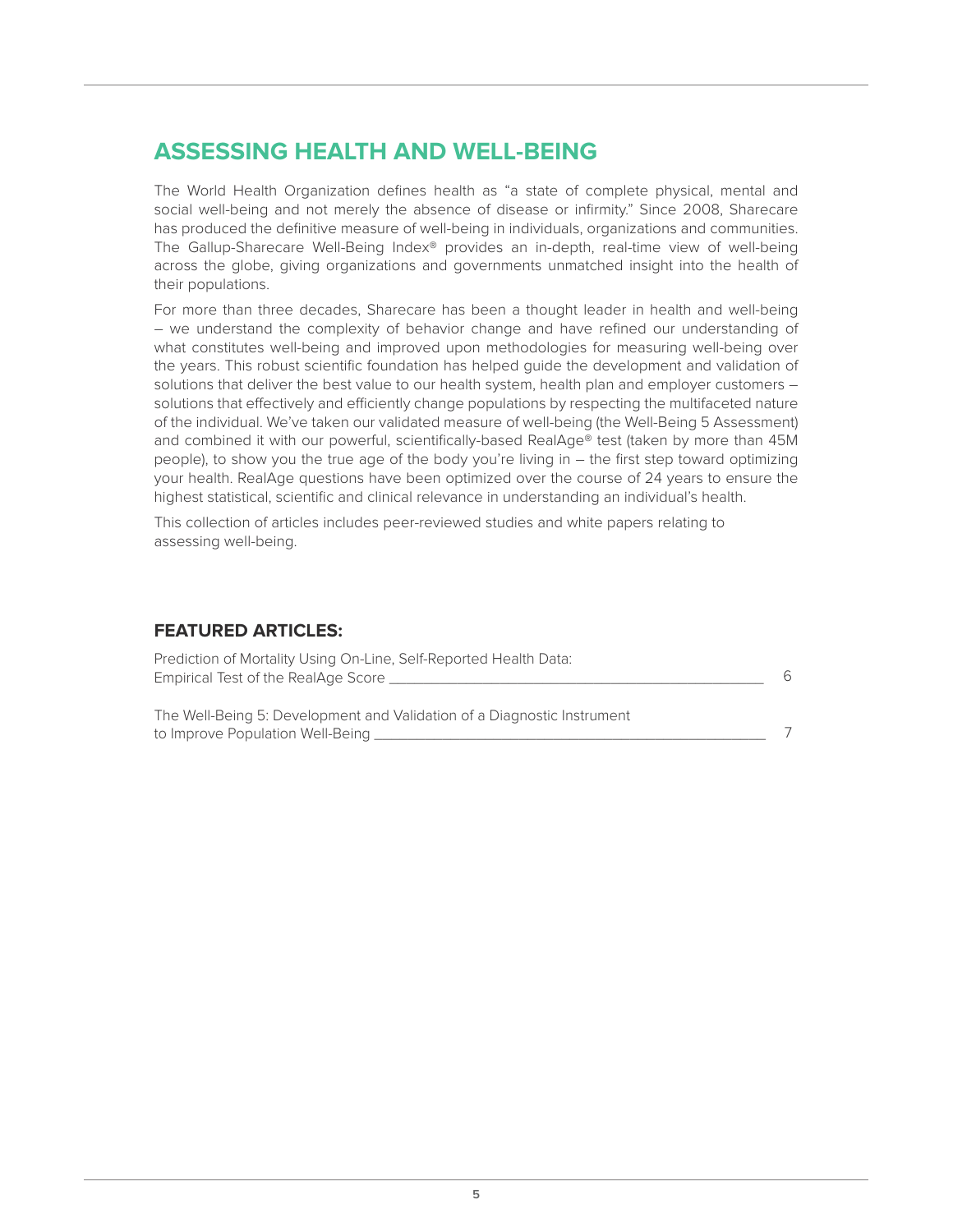## ASSESSING HEALTH AND WELL-BEING

The World Health Organization defines health as "a state of complete physical, mental and social well-being and not merely the absence of disease or infirmity." Since 2008, Sharecare has produced the definitive measure of well-being in individuals, organizations and communities. The Gallup-Sharecare Well-Being Index® provides an in-depth, real-time view of well-being across the globe, giving organizations and governments unmatched insight into the health of their populations.

For more than three decades, Sharecare has been a thought leader in health and well-being – we understand the complexity of behavior change and have refined our understanding of what constitutes well-being and improved upon methodologies for measuring well-being over the years. This robust scientific foundation has helped guide the development and validation of solutions that deliver the best value to our health system, health plan and employer customers – solutions that effectively and efficiently change populations by respecting the multifaceted nature of the individual. We've taken our validated measure of well-being (the Well-Being 5 Assessment) and combined it with our powerful, scientifically-based RealAge® test (taken by more than 45M people), to show you the true age of the body you're living in – the first step toward optimizing your health. RealAge questions have been optimized over the course of 24 years to ensure the highest statistical, scientific and clinical relevance in understanding an individual's health.

This collection of articles includes peer-reviewed studies and white papers relating to assessing well-being.

### FEATURED ARTICLES:

Prediction of Mortality Using On-Line, Self-Reported Health Data: Empirical Test of the RealAge Score ______ 6

The Well-Being 5: Development and Validation of a Diagnostic Instrument to Improve Population Well-Being ______ 7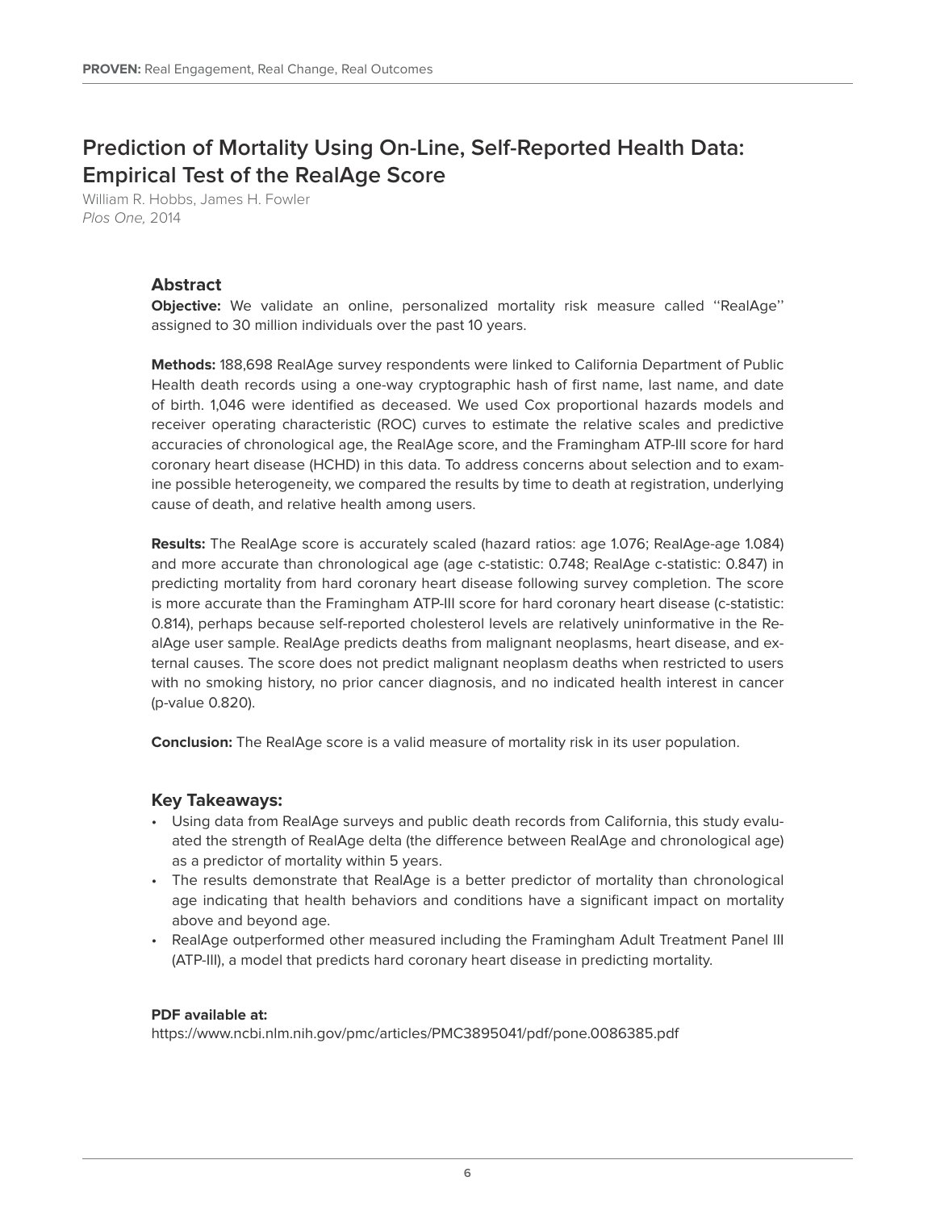# Prediction of Mortality Using On-Line, Self-Reported Health Data: Empirical Test of the RealAge Score

William R. Hobbs, James H. Fowler
*Plos One,* 2014

## Abstract

**Objective:** We validate an online, personalized mortality risk measure called ''RealAge'' assigned to 30 million individuals over the past 10 years.

**Methods:** 188,698 RealAge survey respondents were linked to California Department of Public Health death records using a one-way cryptographic hash of first name, last name, and date of birth. 1,046 were identified as deceased. We used Cox proportional hazards models and receiver operating characteristic (ROC) curves to estimate the relative scales and predictive accuracies of chronological age, the RealAge score, and the Framingham ATP-III score for hard coronary heart disease (HCHD) in this data. To address concerns about selection and to examine possible heterogeneity, we compared the results by time to death at registration, underlying cause of death, and relative health among users.

**Results:** The RealAge score is accurately scaled (hazard ratios: age 1.076; RealAge-age 1.084) and more accurate than chronological age (age c-statistic: 0.748; RealAge c-statistic: 0.847) in predicting mortality from hard coronary heart disease following survey completion. The score is more accurate than the Framingham ATP-III score for hard coronary heart disease (c-statistic: 0.814), perhaps because self-reported cholesterol levels are relatively uninformative in the RealAge user sample. RealAge predicts deaths from malignant neoplasms, heart disease, and external causes. The score does not predict malignant neoplasm deaths when restricted to users with no smoking history, no prior cancer diagnosis, and no indicated health interest in cancer (p-value 0.820).

**Conclusion:** The RealAge score is a valid measure of mortality risk in its user population.

## Key Takeaways:

- Using data from RealAge surveys and public death records from California, this study evaluated the strength of RealAge delta (the difference between RealAge and chronological age) as a predictor of mortality within 5 years.
- The results demonstrate that RealAge is a better predictor of mortality than chronological age indicating that health behaviors and conditions have a significant impact on mortality above and beyond age.
- RealAge outperformed other measured including the Framingham Adult Treatment Panel III (ATP-III), a model that predicts hard coronary heart disease in predicting mortality.

**PDF available at:**
https://www.ncbi.nlm.nih.gov/pmc/articles/PMC3895041/pdf/pone.0086385.pdf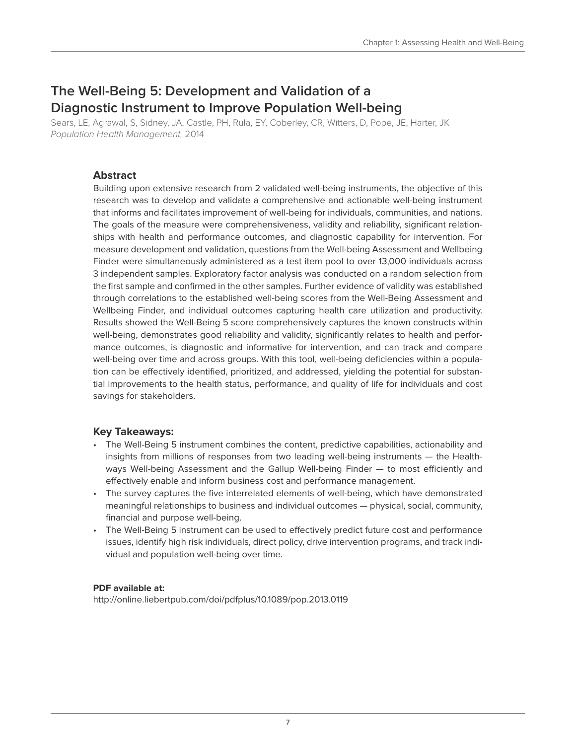# The Well-Being 5: Development and Validation of a Diagnostic Instrument to Improve Population Well-being

Sears, LE, Agrawal, S, Sidney, JA, Castle, PH, Rula, EY, Coberley, CR, Witters, D, Pope, JE, Harter, JK
*Population Health Management,* 2014

## Abstract

Building upon extensive research from 2 validated well-being instruments, the objective of this research was to develop and validate a comprehensive and actionable well-being instrument that informs and facilitates improvement of well-being for individuals, communities, and nations. The goals of the measure were comprehensiveness, validity and reliability, significant relationships with health and performance outcomes, and diagnostic capability for intervention. For measure development and validation, questions from the Well-being Assessment and Wellbeing Finder were simultaneously administered as a test item pool to over 13,000 individuals across 3 independent samples. Exploratory factor analysis was conducted on a random selection from the first sample and confirmed in the other samples. Further evidence of validity was established through correlations to the established well-being scores from the Well-Being Assessment and Wellbeing Finder, and individual outcomes capturing health care utilization and productivity. Results showed the Well-Being 5 score comprehensively captures the known constructs within well-being, demonstrates good reliability and validity, significantly relates to health and performance outcomes, is diagnostic and informative for intervention, and can track and compare well-being over time and across groups. With this tool, well-being deficiencies within a population can be effectively identified, prioritized, and addressed, yielding the potential for substantial improvements to the health status, performance, and quality of life for individuals and cost savings for stakeholders.

## Key Takeaways:

- The Well-Being 5 instrument combines the content, predictive capabilities, actionability and insights from millions of responses from two leading well-being instruments — the Healthways Well-being Assessment and the Gallup Well-being Finder — to most efficiently and effectively enable and inform business cost and performance management.
- The survey captures the five interrelated elements of well-being, which have demonstrated meaningful relationships to business and individual outcomes — physical, social, community, financial and purpose well-being.
- The Well-Being 5 instrument can be used to effectively predict future cost and performance issues, identify high risk individuals, direct policy, drive intervention programs, and track individual and population well-being over time.

**PDF available at:**
http://online.liebertpub.com/doi/pdfplus/10.1089/pop.2013.0119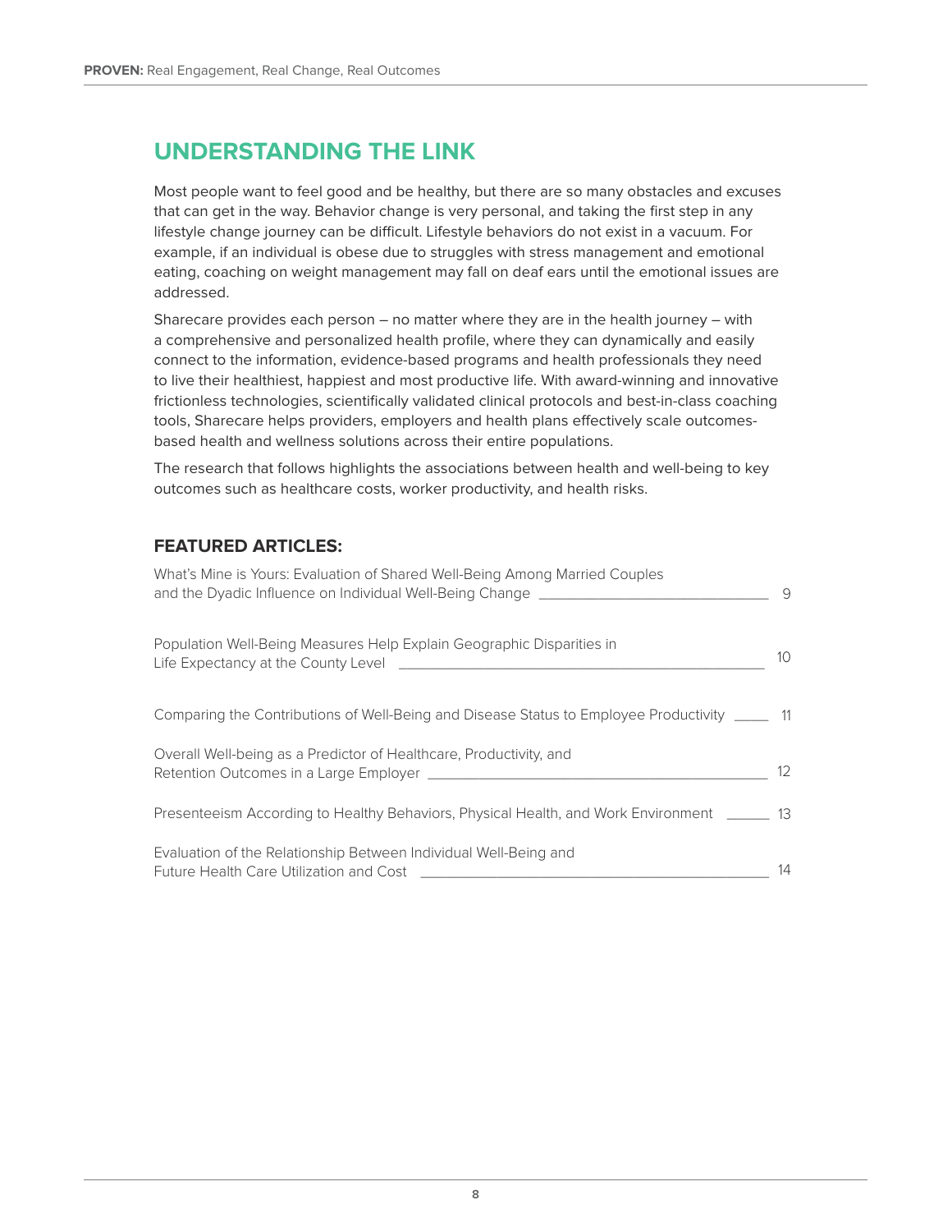## UNDERSTANDING THE LINK

Most people want to feel good and be healthy, but there are so many obstacles and excuses that can get in the way. Behavior change is very personal, and taking the first step in any lifestyle change journey can be difficult. Lifestyle behaviors do not exist in a vacuum. For example, if an individual is obese due to struggles with stress management and emotional eating, coaching on weight management may fall on deaf ears until the emotional issues are addressed.

Sharecare provides each person – no matter where they are in the health journey – with a comprehensive and personalized health profile, where they can dynamically and easily connect to the information, evidence-based programs and health professionals they need to live their healthiest, happiest and most productive life. With award-winning and innovative frictionless technologies, scientifically validated clinical protocols and best-in-class coaching tools, Sharecare helps providers, employers and health plans effectively scale outcomes-based health and wellness solutions across their entire populations.

The research that follows highlights the associations between health and well-being to key outcomes such as healthcare costs, worker productivity, and health risks.

### FEATURED ARTICLES:

- What's Mine is Yours: Evaluation of Shared Well-Being Among Married Couples and the Dyadic Influence on Individual Well-Being Change ______ 9
- Population Well-Being Measures Help Explain Geographic Disparities in Life Expectancy at the County Level ______ 10
- Comparing the Contributions of Well-Being and Disease Status to Employee Productivity ______ 11
- Overall Well-being as a Predictor of Healthcare, Productivity, and Retention Outcomes in a Large Employer ______ 12
- Presenteeism According to Healthy Behaviors, Physical Health, and Work Environment ______ 13
- Evaluation of the Relationship Between Individual Well-Being and Future Health Care Utilization and Cost ______ 14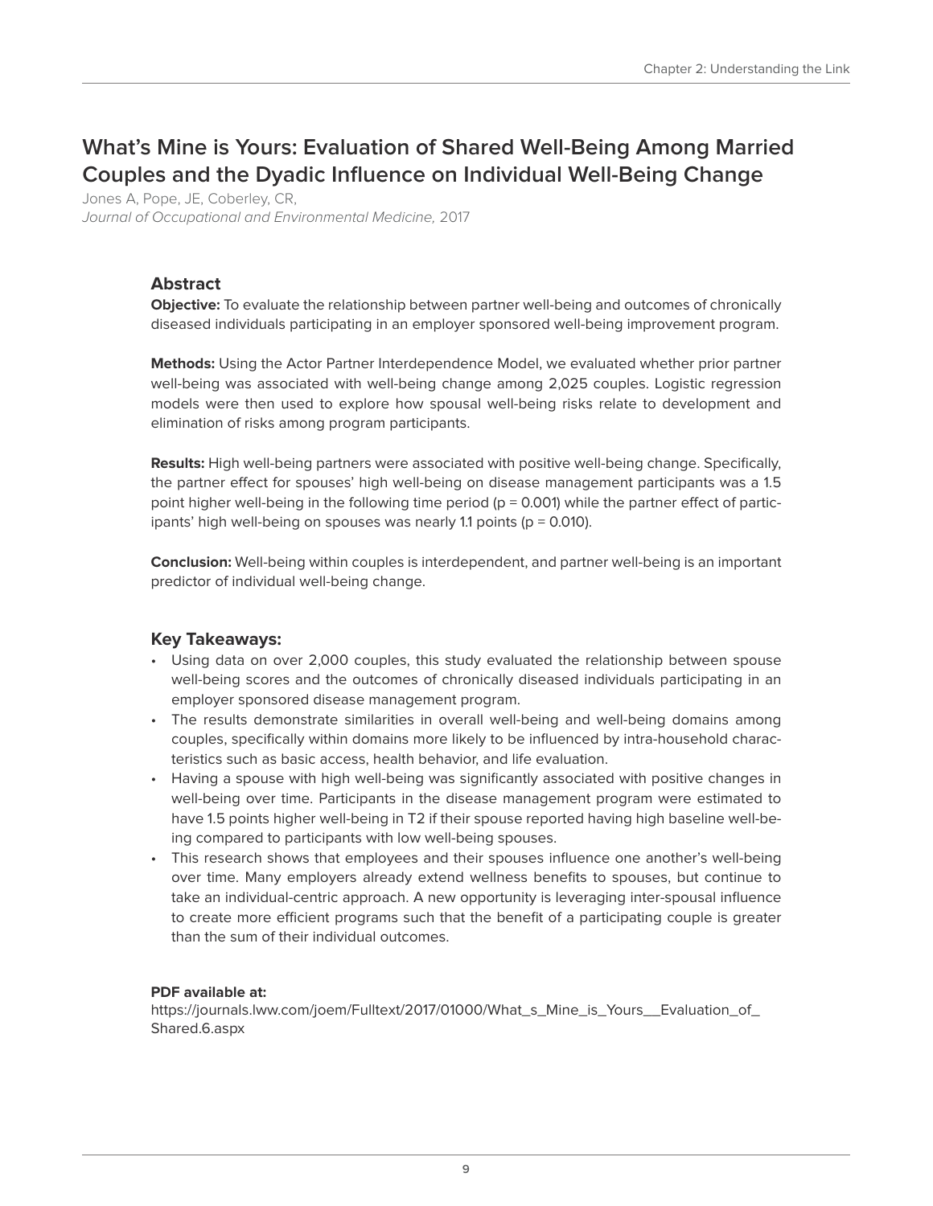# What's Mine is Yours: Evaluation of Shared Well-Being Among Married Couples and the Dyadic Influence on Individual Well-Being Change

Jones A, Pope, JE, Coberley, CR,
*Journal of Occupational and Environmental Medicine,* 2017

## Abstract

**Objective:** To evaluate the relationship between partner well-being and outcomes of chronically diseased individuals participating in an employer sponsored well-being improvement program.

**Methods:** Using the Actor Partner Interdependence Model, we evaluated whether prior partner well-being was associated with well-being change among 2,025 couples. Logistic regression models were then used to explore how spousal well-being risks relate to development and elimination of risks among program participants.

**Results:** High well-being partners were associated with positive well-being change. Specifically, the partner effect for spouses' high well-being on disease management participants was a 1.5 point higher well-being in the following time period ($p = 0.001$) while the partner effect of participants' high well-being on spouses was nearly 1.1 points ($p = 0.010$).

**Conclusion:** Well-being within couples is interdependent, and partner well-being is an important predictor of individual well-being change.

## Key Takeaways:

- Using data on over 2,000 couples, this study evaluated the relationship between spouse well-being scores and the outcomes of chronically diseased individuals participating in an employer sponsored disease management program.
- The results demonstrate similarities in overall well-being and well-being domains among couples, specifically within domains more likely to be influenced by intra-household characteristics such as basic access, health behavior, and life evaluation.
- Having a spouse with high well-being was significantly associated with positive changes in well-being over time. Participants in the disease management program were estimated to have 1.5 points higher well-being in T2 if their spouse reported having high baseline well-being compared to participants with low well-being spouses.
- This research shows that employees and their spouses influence one another's well-being over time. Many employers already extend wellness benefits to spouses, but continue to take an individual-centric approach. A new opportunity is leveraging inter-spousal influence to create more efficient programs such that the benefit of a participating couple is greater than the sum of their individual outcomes.

**PDF available at:**
https://journals.lww.com/joem/Fulltext/2017/01000/What_s_Mine_is_Yours__Evaluation_of_Shared.6.aspx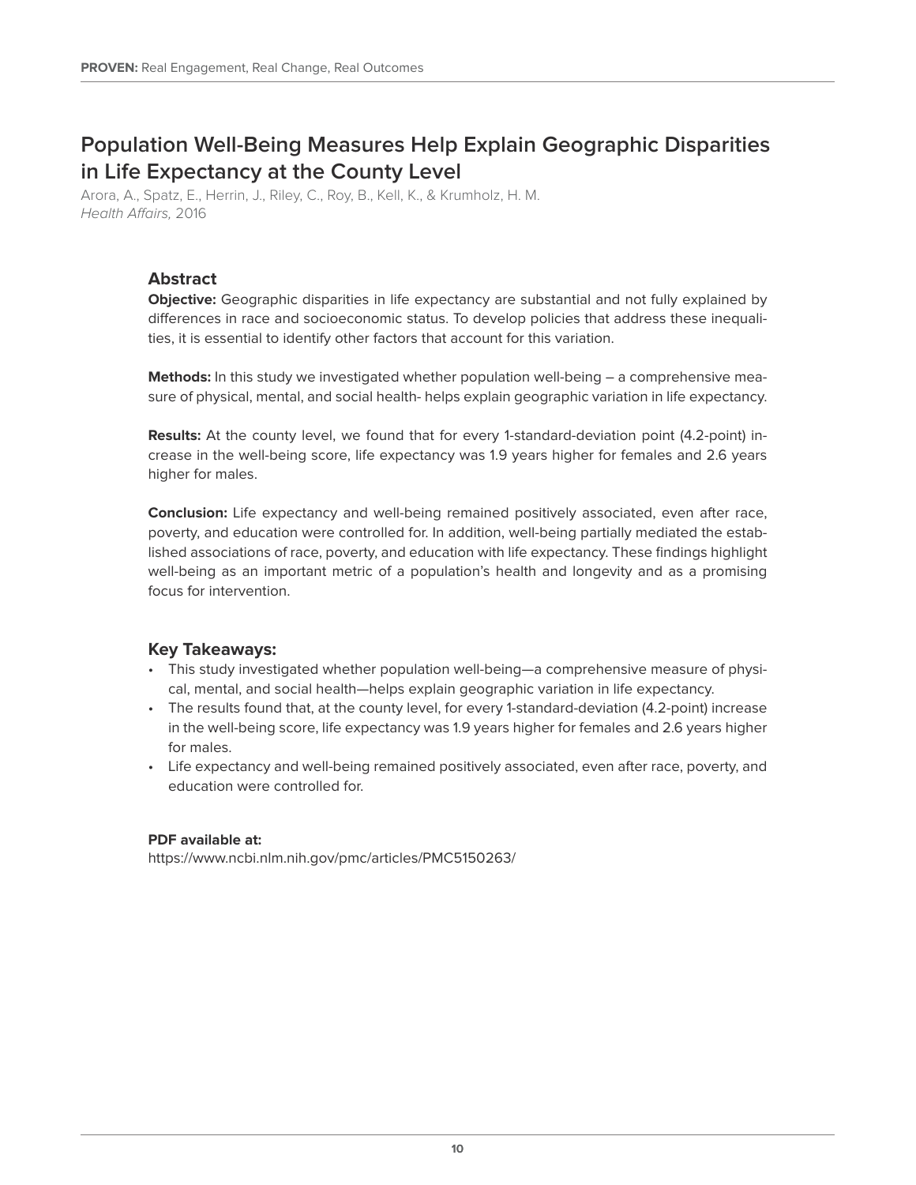# Population Well-Being Measures Help Explain Geographic Disparities in Life Expectancy at the County Level

Arora, A., Spatz, E., Herrin, J., Riley, C., Roy, B., Kell, K., & Krumholz, H. M.
*Health Affairs,* 2016

## Abstract

**Objective:** Geographic disparities in life expectancy are substantial and not fully explained by differences in race and socioeconomic status. To develop policies that address these inequalities, it is essential to identify other factors that account for this variation.

**Methods:** In this study we investigated whether population well-being – a comprehensive measure of physical, mental, and social health- helps explain geographic variation in life expectancy.

**Results:** At the county level, we found that for every 1-standard-deviation point (4.2-point) increase in the well-being score, life expectancy was 1.9 years higher for females and 2.6 years higher for males.

**Conclusion:** Life expectancy and well-being remained positively associated, even after race, poverty, and education were controlled for. In addition, well-being partially mediated the established associations of race, poverty, and education with life expectancy. These findings highlight well-being as an important metric of a population's health and longevity and as a promising focus for intervention.

## Key Takeaways:

- This study investigated whether population well-being—a comprehensive measure of physical, mental, and social health—helps explain geographic variation in life expectancy.
- The results found that, at the county level, for every 1-standard-deviation (4.2-point) increase in the well-being score, life expectancy was 1.9 years higher for females and 2.6 years higher for males.
- Life expectancy and well-being remained positively associated, even after race, poverty, and education were controlled for.

**PDF available at:**
https://www.ncbi.nlm.nih.gov/pmc/articles/PMC5150263/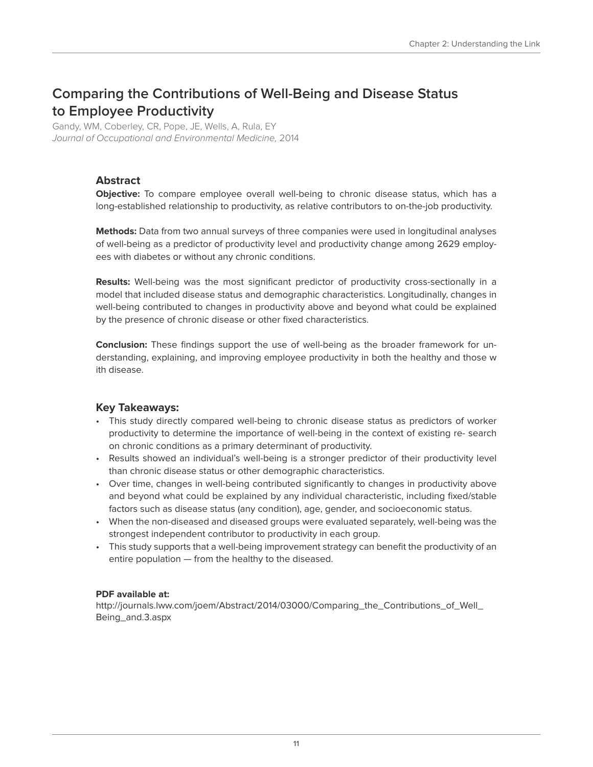# Comparing the Contributions of Well-Being and Disease Status to Employee Productivity

Gandy, WM, Coberley, CR, Pope, JE, Wells, A, Rula, EY
*Journal of Occupational and Environmental Medicine,* 2014

## Abstract

**Objective:** To compare employee overall well-being to chronic disease status, which has a long-established relationship to productivity, as relative contributors to on-the-job productivity.

**Methods:** Data from two annual surveys of three companies were used in longitudinal analyses of well-being as a predictor of productivity level and productivity change among 2629 employees with diabetes or without any chronic conditions.

**Results:** Well-being was the most significant predictor of productivity cross-sectionally in a model that included disease status and demographic characteristics. Longitudinally, changes in well-being contributed to changes in productivity above and beyond what could be explained by the presence of chronic disease or other fixed characteristics.

**Conclusion:** These findings support the use of well-being as the broader framework for understanding, explaining, and improving employee productivity in both the healthy and those with disease.

## Key Takeaways:

- This study directly compared well-being to chronic disease status as predictors of worker productivity to determine the importance of well-being in the context of existing research on chronic conditions as a primary determinant of productivity.
- Results showed an individual's well-being is a stronger predictor of their productivity level than chronic disease status or other demographic characteristics.
- Over time, changes in well-being contributed significantly to changes in productivity above and beyond what could be explained by any individual characteristic, including fixed/stable factors such as disease status (any condition), age, gender, and socioeconomic status.
- When the non-diseased and diseased groups were evaluated separately, well-being was the strongest independent contributor to productivity in each group.
- This study supports that a well-being improvement strategy can benefit the productivity of an entire population — from the healthy to the diseased.

**PDF available at:**
http://journals.lww.com/joem/Abstract/2014/03000/Comparing_the_Contributions_of_Well_Being_and.3.aspx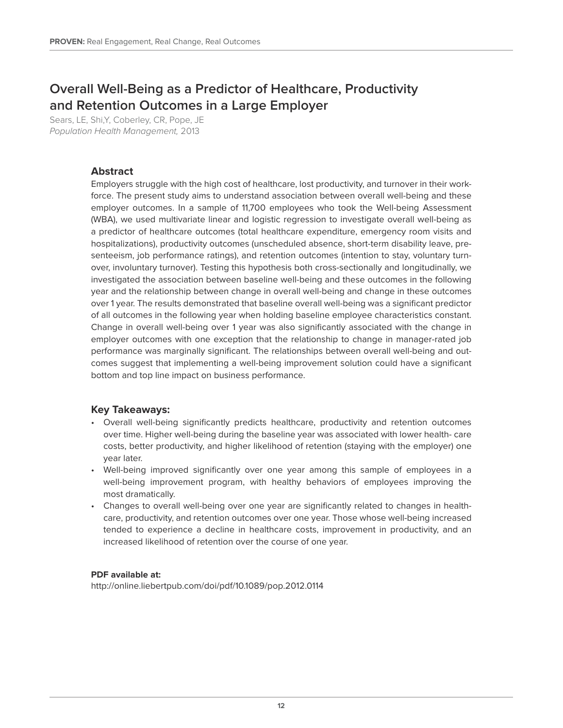## Overall Well-Being as a Predictor of Healthcare, Productivity and Retention Outcomes in a Large Employer

Sears, LE, Shi,Y, Coberley, CR, Pope, JE
*Population Health Management,* 2013

### Abstract

Employers struggle with the high cost of healthcare, lost productivity, and turnover in their workforce. The present study aims to understand association between overall well-being and these employer outcomes. In a sample of 11,700 employees who took the Well-being Assessment (WBA), we used multivariate linear and logistic regression to investigate overall well-being as a predictor of healthcare outcomes (total healthcare expenditure, emergency room visits and hospitalizations), productivity outcomes (unscheduled absence, short-term disability leave, presenteeism, job performance ratings), and retention outcomes (intention to stay, voluntary turnover, involuntary turnover). Testing this hypothesis both cross-sectionally and longitudinally, we investigated the association between baseline well-being and these outcomes in the following year and the relationship between change in overall well-being and change in these outcomes over 1 year. The results demonstrated that baseline overall well-being was a significant predictor of all outcomes in the following year when holding baseline employee characteristics constant. Change in overall well-being over 1 year was also significantly associated with the change in employer outcomes with one exception that the relationship to change in manager-rated job performance was marginally significant. The relationships between overall well-being and outcomes suggest that implementing a well-being improvement solution could have a significant bottom and top line impact on business performance.

### Key Takeaways:

- Overall well-being significantly predicts healthcare, productivity and retention outcomes over time. Higher well-being during the baseline year was associated with lower health- care costs, better productivity, and higher likelihood of retention (staying with the employer) one year later.
- Well-being improved significantly over one year among this sample of employees in a well-being improvement program, with healthy behaviors of employees improving the most dramatically.
- Changes to overall well-being over one year are significantly related to changes in healthcare, productivity, and retention outcomes over one year. Those whose well-being increased tended to experience a decline in healthcare costs, improvement in productivity, and an increased likelihood of retention over the course of one year.

**PDF available at:**
http://online.liebertpub.com/doi/pdf/10.1089/pop.2012.0114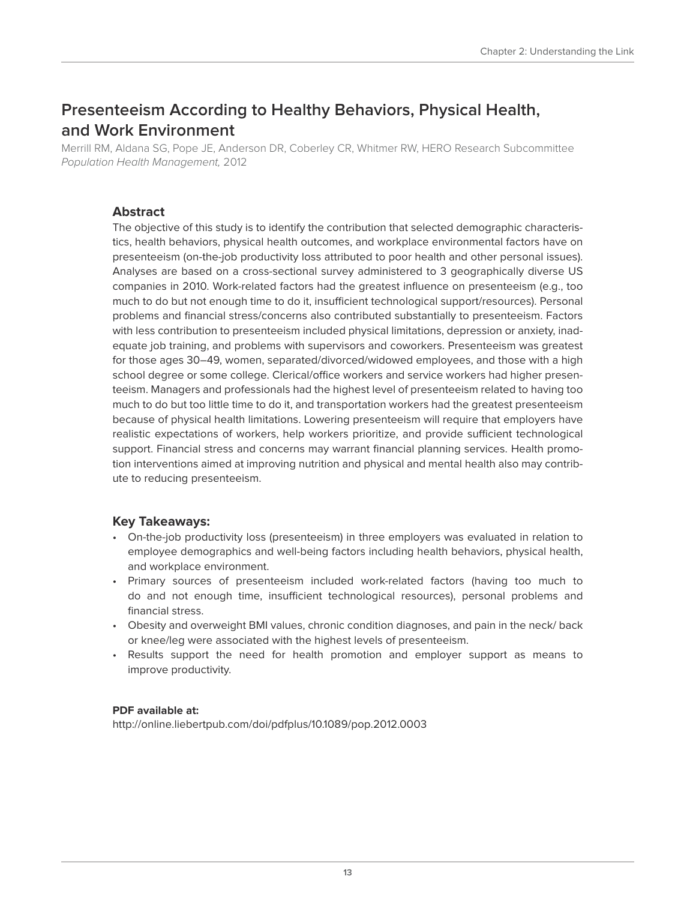# Presenteeism According to Healthy Behaviors, Physical Health, and Work Environment

Merrill RM, Aldana SG, Pope JE, Anderson DR, Coberley CR, Whitmer RW, HERO Research Subcommittee
*Population Health Management,* 2012

### Abstract

The objective of this study is to identify the contribution that selected demographic characteristics, health behaviors, physical health outcomes, and workplace environmental factors have on presenteeism (on-the-job productivity loss attributed to poor health and other personal issues). Analyses are based on a cross-sectional survey administered to 3 geographically diverse US companies in 2010. Work-related factors had the greatest influence on presenteeism (e.g., too much to do but not enough time to do it, insufficient technological support/resources). Personal problems and financial stress/concerns also contributed substantially to presenteeism. Factors with less contribution to presenteeism included physical limitations, depression or anxiety, inadequate job training, and problems with supervisors and coworkers. Presenteeism was greatest for those ages 30–49, women, separated/divorced/widowed employees, and those with a high school degree or some college. Clerical/office workers and service workers had higher presenteeism. Managers and professionals had the highest level of presenteeism related to having too much to do but too little time to do it, and transportation workers had the greatest presenteeism because of physical health limitations. Lowering presenteeism will require that employers have realistic expectations of workers, help workers prioritize, and provide sufficient technological support. Financial stress and concerns may warrant financial planning services. Health promotion interventions aimed at improving nutrition and physical and mental health also may contribute to reducing presenteeism.

### Key Takeaways:

- On-the-job productivity loss (presenteeism) in three employers was evaluated in relation to employee demographics and well-being factors including health behaviors, physical health, and workplace environment.
- Primary sources of presenteeism included work-related factors (having too much to do and not enough time, insufficient technological resources), personal problems and financial stress.
- Obesity and overweight BMI values, chronic condition diagnoses, and pain in the neck/ back or knee/leg were associated with the highest levels of presenteeism.
- Results support the need for health promotion and employer support as means to improve productivity.

**PDF available at:**
http://online.liebertpub.com/doi/pdfplus/10.1089/pop.2012.0003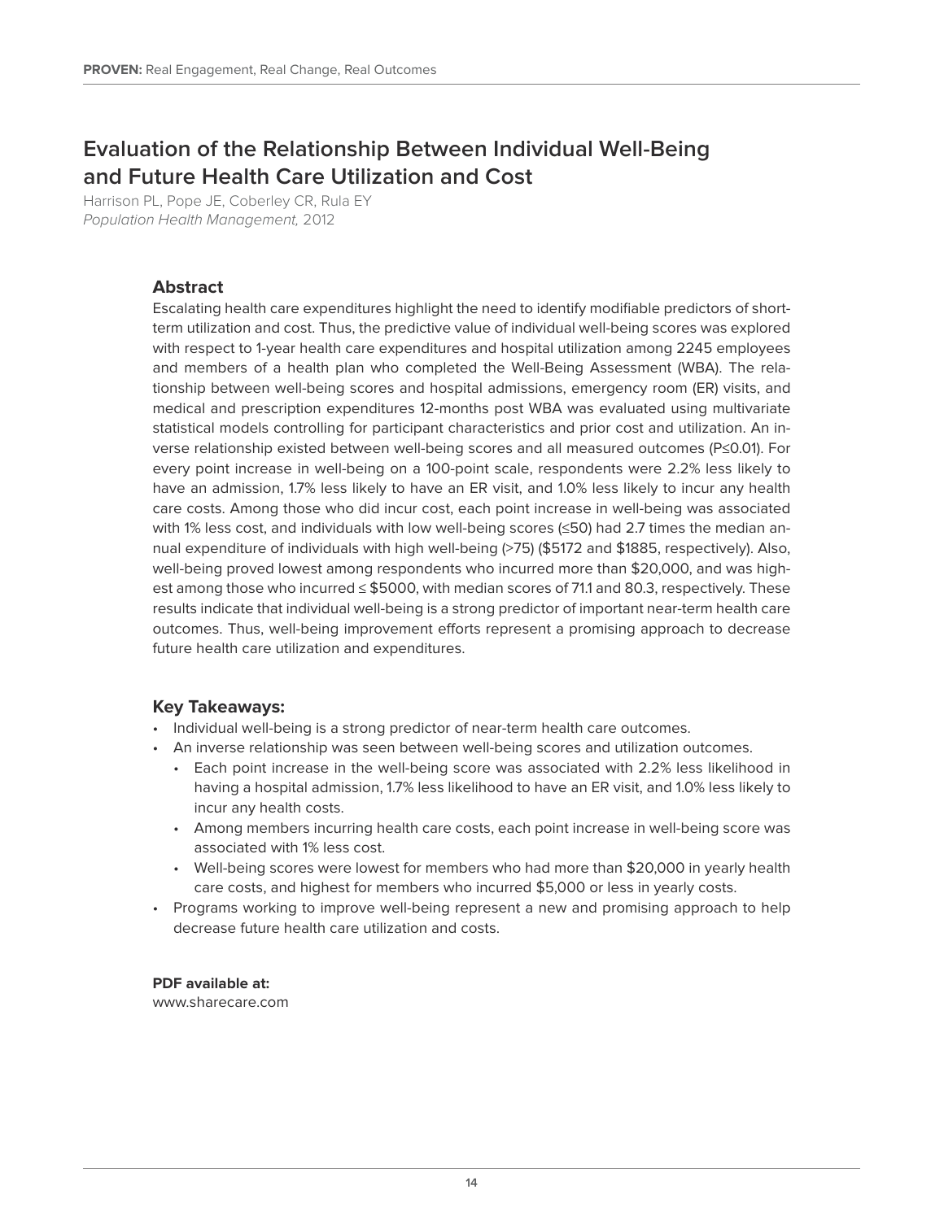# Evaluation of the Relationship Between Individual Well-Being and Future Health Care Utilization and Cost

Harrison PL, Pope JE, Coberley CR, Rula EY
*Population Health Management,* 2012

## Abstract

Escalating health care expenditures highlight the need to identify modifiable predictors of short-term utilization and cost. Thus, the predictive value of individual well-being scores was explored with respect to 1-year health care expenditures and hospital utilization among 2245 employees and members of a health plan who completed the Well-Being Assessment (WBA). The relationship between well-being scores and hospital admissions, emergency room (ER) visits, and medical and prescription expenditures 12-months post WBA was evaluated using multivariate statistical models controlling for participant characteristics and prior cost and utilization. An inverse relationship existed between well-being scores and all measured outcomes ($P \leq 0.01$). For every point increase in well-being on a 100-point scale, respondents were 2.2% less likely to have an admission, 1.7% less likely to have an ER visit, and 1.0% less likely to incur any health care costs. Among those who did incur cost, each point increase in well-being was associated with 1% less cost, and individuals with low well-being scores (≤50) had 2.7 times the median annual expenditure of individuals with high well-being (>75) ($5172 and $1885, respectively). Also, well-being proved lowest among respondents who incurred more than $20,000, and was highest among those who incurred ≤ $5000, with median scores of 71.1 and 80.3, respectively. These results indicate that individual well-being is a strong predictor of important near-term health care outcomes. Thus, well-being improvement efforts represent a promising approach to decrease future health care utilization and expenditures.

## Key Takeaways:

- Individual well-being is a strong predictor of near-term health care outcomes.
- An inverse relationship was seen between well-being scores and utilization outcomes.
  - Each point increase in the well-being score was associated with 2.2% less likelihood in having a hospital admission, 1.7% less likelihood to have an ER visit, and 1.0% less likely to incur any health costs.
  - Among members incurring health care costs, each point increase in well-being score was associated with 1% less cost.
  - Well-being scores were lowest for members who had more than $20,000 in yearly health care costs, and highest for members who incurred $5,000 or less in yearly costs.
- Programs working to improve well-being represent a new and promising approach to help decrease future health care utilization and costs.

**PDF available at:**
www.sharecare.com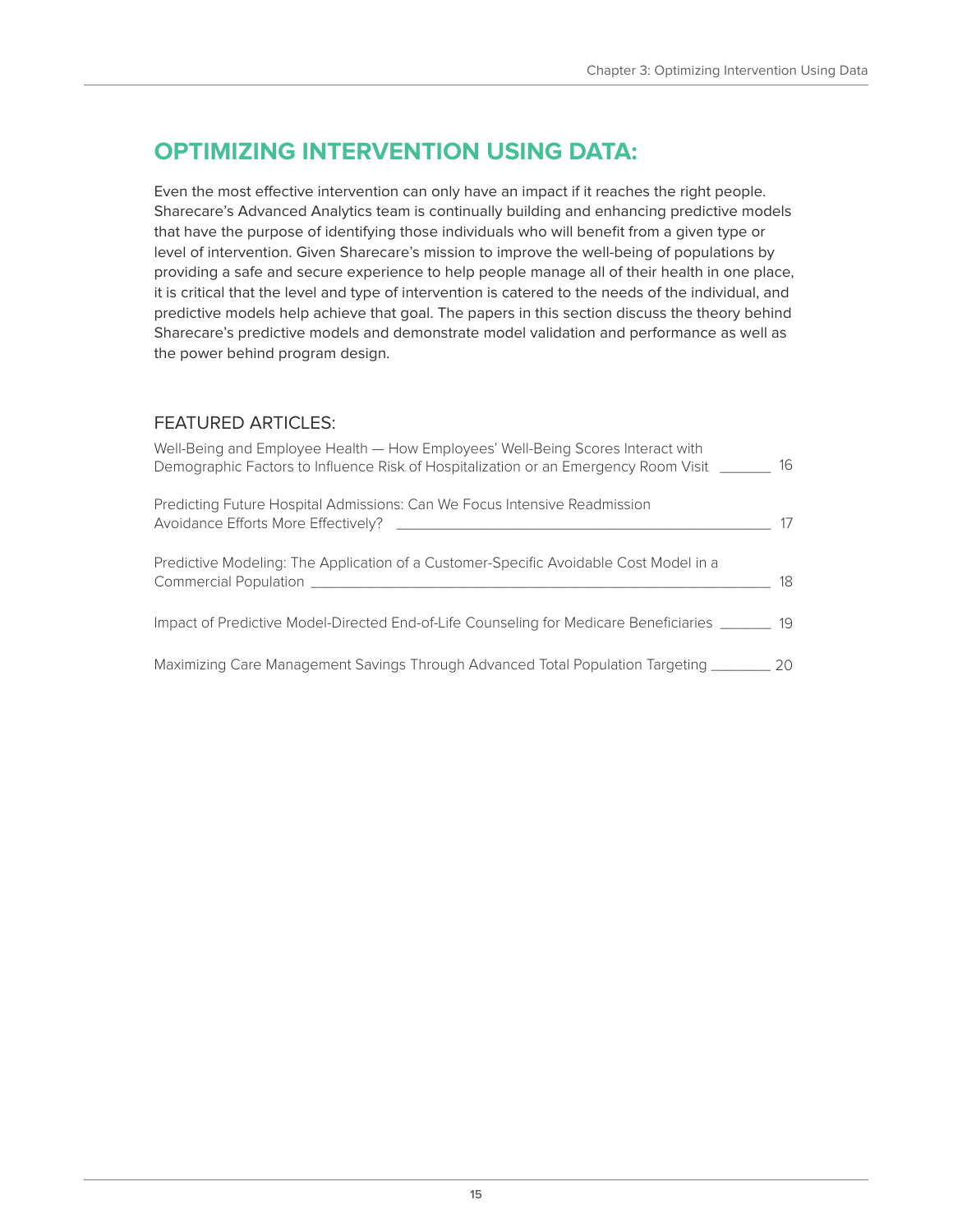# OPTIMIZING INTERVENTION USING DATA:

Even the most effective intervention can only have an impact if it reaches the right people. Sharecare's Advanced Analytics team is continually building and enhancing predictive models that have the purpose of identifying those individuals who will benefit from a given type or level of intervention. Given Sharecare's mission to improve the well-being of populations by providing a safe and secure experience to help people manage all of their health in one place, it is critical that the level and type of intervention is catered to the needs of the individual, and predictive models help achieve that goal. The papers in this section discuss the theory behind Sharecare's predictive models and demonstrate model validation and performance as well as the power behind program design.

## FEATURED ARTICLES:

Well-Being and Employee Health — How Employees' Well-Being Scores Interact with Demographic Factors to Influence Risk of Hospitalization or an Emergency Room Visit ______ 16

Predicting Future Hospital Admissions: Can We Focus Intensive Readmission Avoidance Efforts More Effectively? ______ 17

Predictive Modeling: The Application of a Customer-Specific Avoidable Cost Model in a Commercial Population ______ 18

Impact of Predictive Model-Directed End-of-Life Counseling for Medicare Beneficiaries ______ 19

Maximizing Care Management Savings Through Advanced Total Population Targeting ______ 20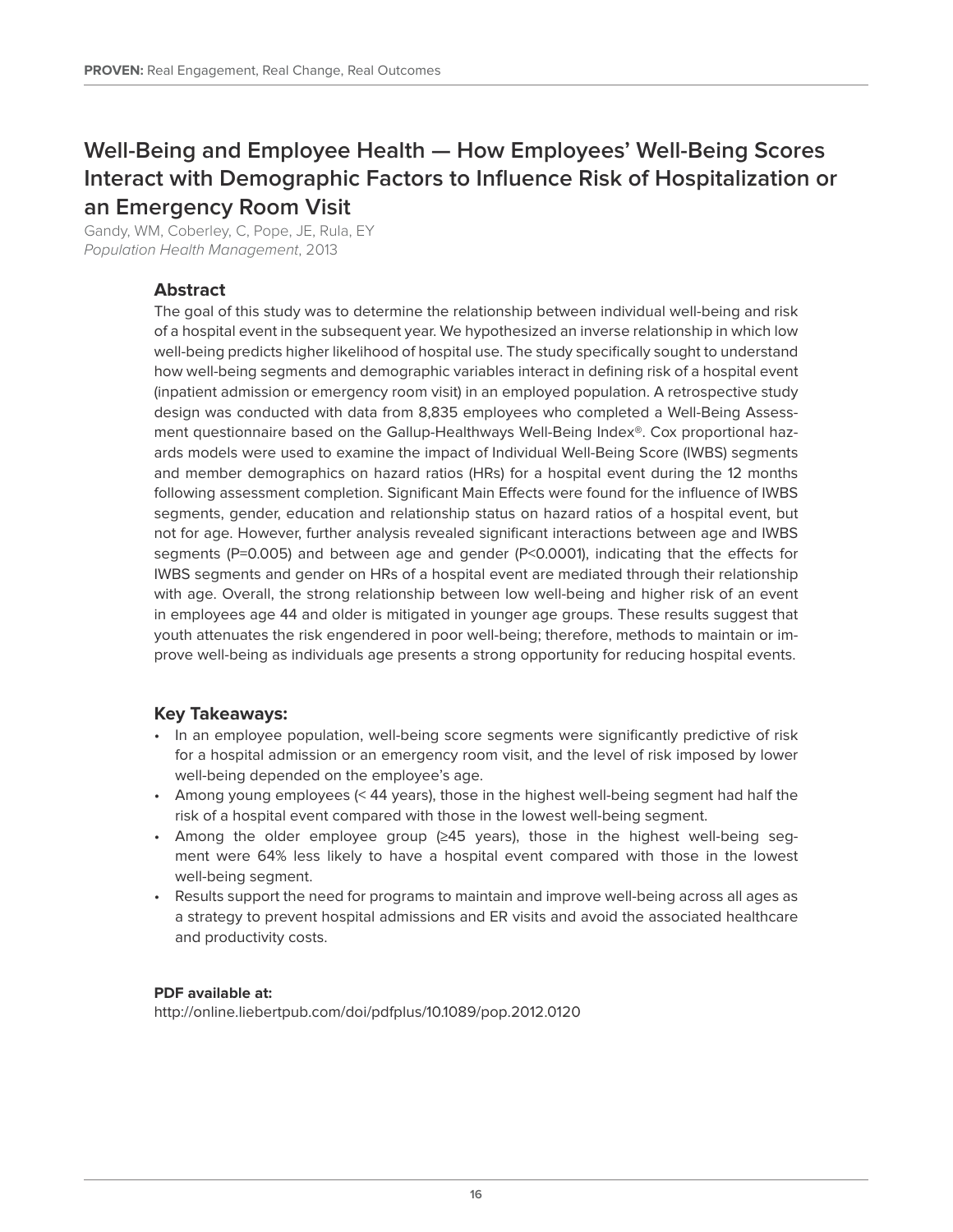## Well-Being and Employee Health — How Employees' Well-Being Scores Interact with Demographic Factors to Influence Risk of Hospitalization or an Emergency Room Visit

Gandy, WM, Coberley, C, Pope, JE, Rula, EY
*Population Health Management*, 2013

### Abstract

The goal of this study was to determine the relationship between individual well-being and risk of a hospital event in the subsequent year. We hypothesized an inverse relationship in which low well-being predicts higher likelihood of hospital use. The study specifically sought to understand how well-being segments and demographic variables interact in defining risk of a hospital event (inpatient admission or emergency room visit) in an employed population. A retrospective study design was conducted with data from 8,835 employees who completed a Well-Being Assessment questionnaire based on the Gallup-Healthways Well-Being Index®. Cox proportional hazards models were used to examine the impact of Individual Well-Being Score (IWBS) segments and member demographics on hazard ratios (HRs) for a hospital event during the 12 months following assessment completion. Significant Main Effects were found for the influence of IWBS segments, gender, education and relationship status on hazard ratios of a hospital event, but not for age. However, further analysis revealed significant interactions between age and IWBS segments ($P=0.005$) and between age and gender ($P<0.0001$), indicating that the effects for IWBS segments and gender on HRs of a hospital event are mediated through their relationship with age. Overall, the strong relationship between low well-being and higher risk of an event in employees age 44 and older is mitigated in younger age groups. These results suggest that youth attenuates the risk engendered in poor well-being; therefore, methods to maintain or improve well-being as individuals age presents a strong opportunity for reducing hospital events.

### Key Takeaways:

- In an employee population, well-being score segments were significantly predictive of risk for a hospital admission or an emergency room visit, and the level of risk imposed by lower well-being depended on the employee's age.
- Among young employees (< 44 years), those in the highest well-being segment had half the risk of a hospital event compared with those in the lowest well-being segment.
- Among the older employee group (≥45 years), those in the highest well-being segment were 64% less likely to have a hospital event compared with those in the lowest well-being segment.
- Results support the need for programs to maintain and improve well-being across all ages as a strategy to prevent hospital admissions and ER visits and avoid the associated healthcare and productivity costs.

**PDF available at:**
http://online.liebertpub.com/doi/pdfplus/10.1089/pop.2012.0120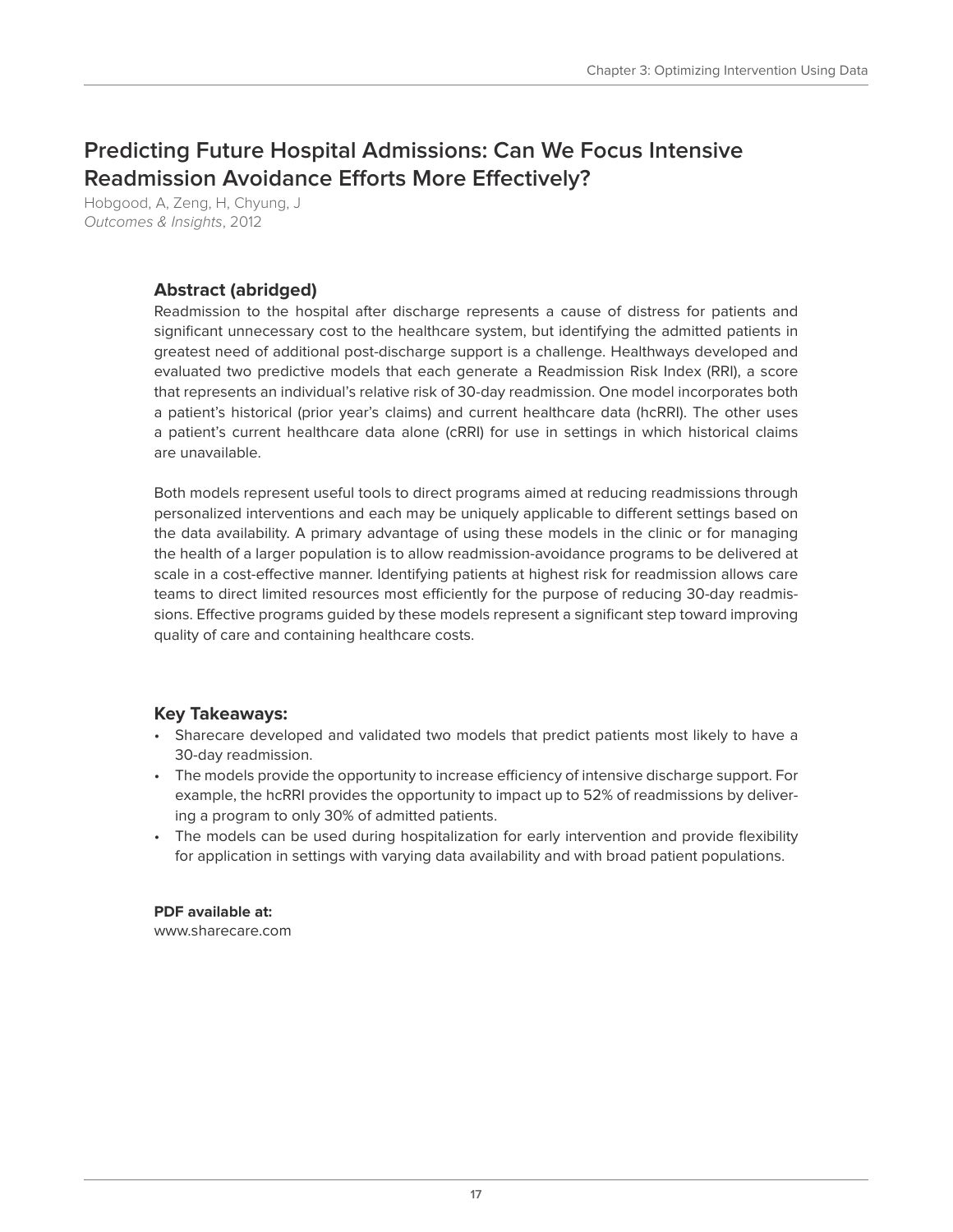## Predicting Future Hospital Admissions: Can We Focus Intensive Readmission Avoidance Efforts More Effectively?

Hobgood, A, Zeng, H, Chyung, J
*Outcomes & Insights*, 2012

### Abstract (abridged)

Readmission to the hospital after discharge represents a cause of distress for patients and significant unnecessary cost to the healthcare system, but identifying the admitted patients in greatest need of additional post-discharge support is a challenge. Healthways developed and evaluated two predictive models that each generate a Readmission Risk Index (RRI), a score that represents an individual's relative risk of 30-day readmission. One model incorporates both a patient's historical (prior year's claims) and current healthcare data (hcRRI). The other uses a patient's current healthcare data alone (cRRI) for use in settings in which historical claims are unavailable.

Both models represent useful tools to direct programs aimed at reducing readmissions through personalized interventions and each may be uniquely applicable to different settings based on the data availability. A primary advantage of using these models in the clinic or for managing the health of a larger population is to allow readmission-avoidance programs to be delivered at scale in a cost-effective manner. Identifying patients at highest risk for readmission allows care teams to direct limited resources most efficiently for the purpose of reducing 30-day readmissions. Effective programs guided by these models represent a significant step toward improving quality of care and containing healthcare costs.

### Key Takeaways:

- Sharecare developed and validated two models that predict patients most likely to have a 30-day readmission.
- The models provide the opportunity to increase efficiency of intensive discharge support. For example, the hcRRI provides the opportunity to impact up to 52% of readmissions by delivering a program to only 30% of admitted patients.
- The models can be used during hospitalization for early intervention and provide flexibility for application in settings with varying data availability and with broad patient populations.

**PDF available at:**
www.sharecare.com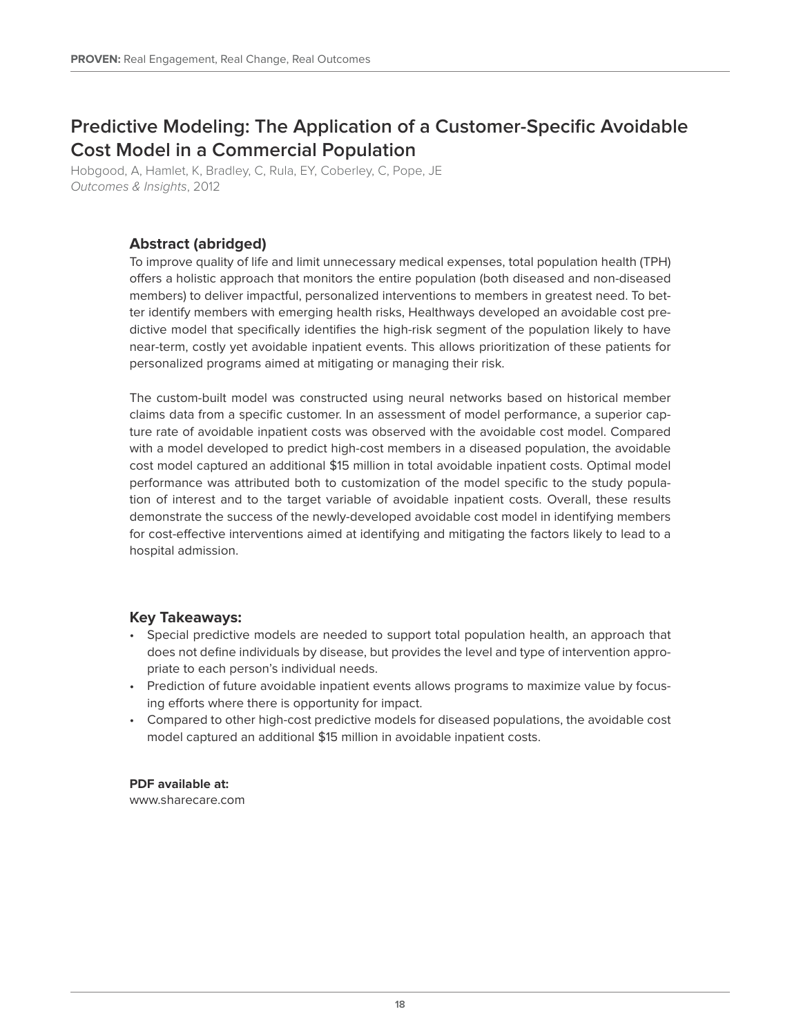# Predictive Modeling: The Application of a Customer-Specific Avoidable Cost Model in a Commercial Population

Hobgood, A, Hamlet, K, Bradley, C, Rula, EY, Coberley, C, Pope, JE
*Outcomes & Insights*, 2012

## Abstract (abridged)

To improve quality of life and limit unnecessary medical expenses, total population health (TPH) offers a holistic approach that monitors the entire population (both diseased and non-diseased members) to deliver impactful, personalized interventions to members in greatest need. To better identify members with emerging health risks, Healthways developed an avoidable cost predictive model that specifically identifies the high-risk segment of the population likely to have near-term, costly yet avoidable inpatient events. This allows prioritization of these patients for personalized programs aimed at mitigating or managing their risk.

The custom-built model was constructed using neural networks based on historical member claims data from a specific customer. In an assessment of model performance, a superior capture rate of avoidable inpatient costs was observed with the avoidable cost model. Compared with a model developed to predict high-cost members in a diseased population, the avoidable cost model captured an additional $15 million in total avoidable inpatient costs. Optimal model performance was attributed both to customization of the model specific to the study population of interest and to the target variable of avoidable inpatient costs. Overall, these results demonstrate the success of the newly-developed avoidable cost model in identifying members for cost-effective interventions aimed at identifying and mitigating the factors likely to lead to a hospital admission.

## Key Takeaways:

- Special predictive models are needed to support total population health, an approach that does not define individuals by disease, but provides the level and type of intervention appropriate to each person's individual needs.
- Prediction of future avoidable inpatient events allows programs to maximize value by focusing efforts where there is opportunity for impact.
- Compared to other high-cost predictive models for diseased populations, the avoidable cost model captured an additional $15 million in avoidable inpatient costs.

**PDF available at:**
www.sharecare.com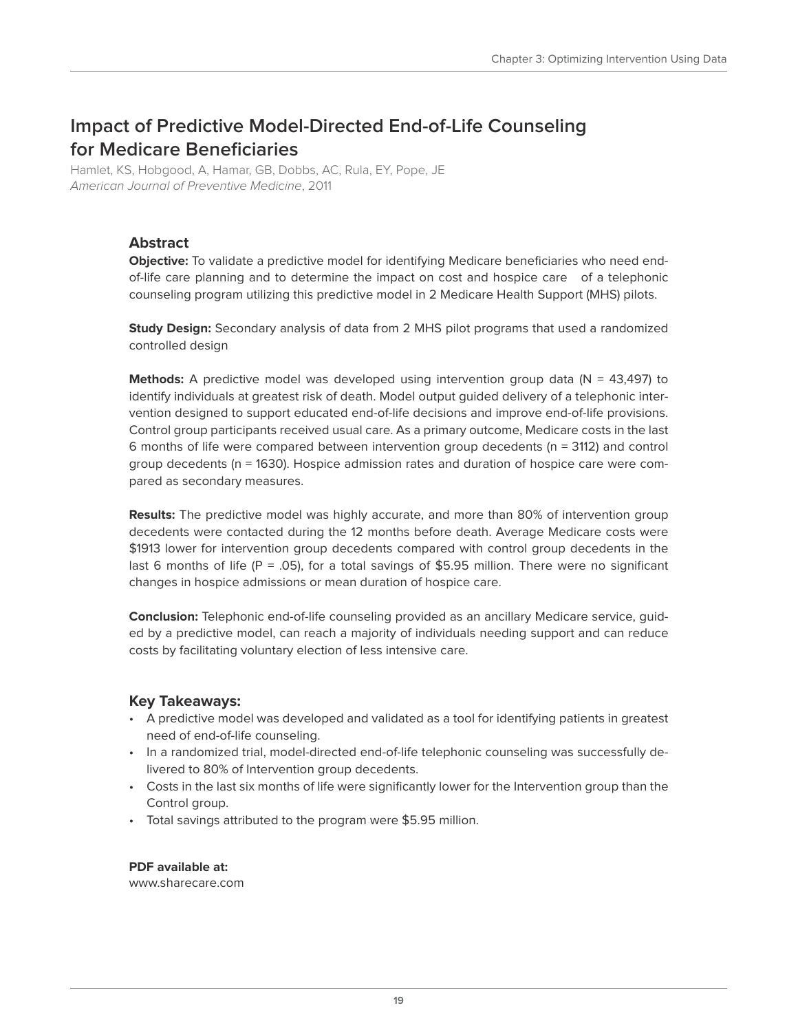# Impact of Predictive Model-Directed End-of-Life Counseling for Medicare Beneficiaries

Hamlet, KS, Hobgood, A, Hamar, GB, Dobbs, AC, Rula, EY, Pope, JE
*American Journal of Preventive Medicine*, 2011

## Abstract

**Objective:** To validate a predictive model for identifying Medicare beneficiaries who need end-of-life care planning and to determine the impact on cost and hospice care of a telephonic counseling program utilizing this predictive model in 2 Medicare Health Support (MHS) pilots.

**Study Design:** Secondary analysis of data from 2 MHS pilot programs that used a randomized controlled design

**Methods:** A predictive model was developed using intervention group data (N = 43,497) to identify individuals at greatest risk of death. Model output guided delivery of a telephonic intervention designed to support educated end-of-life decisions and improve end-of-life provisions. Control group participants received usual care. As a primary outcome, Medicare costs in the last 6 months of life were compared between intervention group decedents (n = 3112) and control group decedents (n = 1630). Hospice admission rates and duration of hospice care were compared as secondary measures.

**Results:** The predictive model was highly accurate, and more than 80% of intervention group decedents were contacted during the 12 months before death. Average Medicare costs were \$1913 lower for intervention group decedents compared with control group decedents in the last 6 months of life (P = .05), for a total savings of \$5.95 million. There were no significant changes in hospice admissions or mean duration of hospice care.

**Conclusion:** Telephonic end-of-life counseling provided as an ancillary Medicare service, guided by a predictive model, can reach a majority of individuals needing support and can reduce costs by facilitating voluntary election of less intensive care.

## Key Takeaways:

- A predictive model was developed and validated as a tool for identifying patients in greatest need of end-of-life counseling.
- In a randomized trial, model-directed end-of-life telephonic counseling was successfully delivered to 80% of Intervention group decedents.
- Costs in the last six months of life were significantly lower for the Intervention group than the Control group.
- Total savings attributed to the program were \$5.95 million.

**PDF available at:**
www.sharecare.com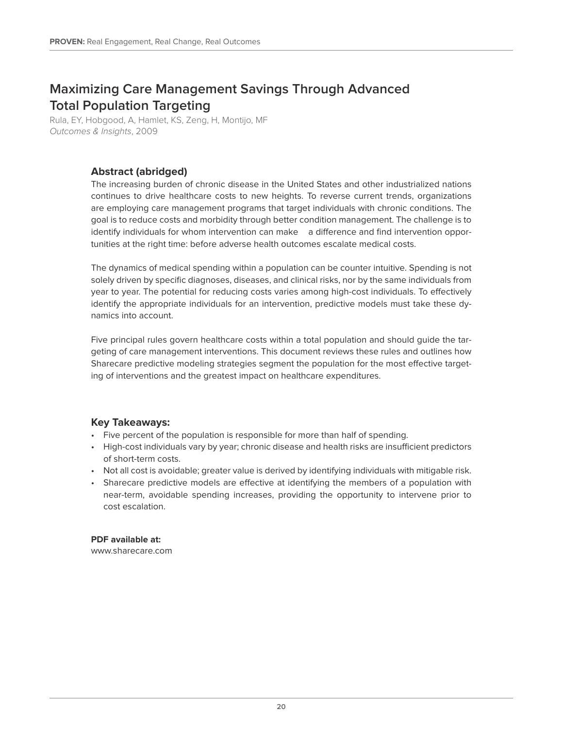# Maximizing Care Management Savings Through Advanced Total Population Targeting

Rula, EY, Hobgood, A, Hamlet, KS, Zeng, H, Montijo, MF
*Outcomes & Insights*, 2009

### Abstract (abridged)

The increasing burden of chronic disease in the United States and other industrialized nations continues to drive healthcare costs to new heights. To reverse current trends, organizations are employing care management programs that target individuals with chronic conditions. The goal is to reduce costs and morbidity through better condition management. The challenge is to identify individuals for whom intervention can make a difference and find intervention opportunities at the right time: before adverse health outcomes escalate medical costs.

The dynamics of medical spending within a population can be counter intuitive. Spending is not solely driven by specific diagnoses, diseases, and clinical risks, nor by the same individuals from year to year. The potential for reducing costs varies among high-cost individuals. To effectively identify the appropriate individuals for an intervention, predictive models must take these dynamics into account.

Five principal rules govern healthcare costs within a total population and should guide the targeting of care management interventions. This document reviews these rules and outlines how Sharecare predictive modeling strategies segment the population for the most effective targeting of interventions and the greatest impact on healthcare expenditures.

### Key Takeaways:

- Five percent of the population is responsible for more than half of spending.
- High-cost individuals vary by year; chronic disease and health risks are insufficient predictors of short-term costs.
- Not all cost is avoidable; greater value is derived by identifying individuals with mitigable risk.
- Sharecare predictive models are effective at identifying the members of a population with near-term, avoidable spending increases, providing the opportunity to intervene prior to cost escalation.

**PDF available at:**
www.sharecare.com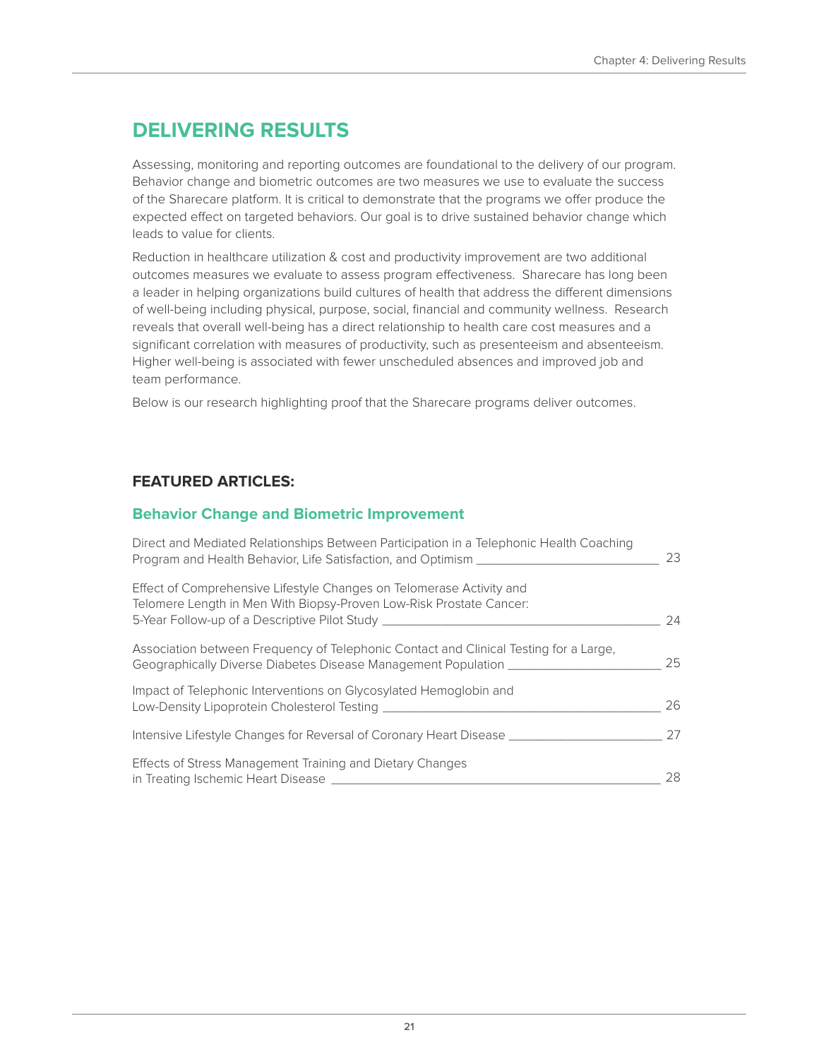# DELIVERING RESULTS

Assessing, monitoring and reporting outcomes are foundational to the delivery of our program. Behavior change and biometric outcomes are two measures we use to evaluate the success of the Sharecare platform. It is critical to demonstrate that the programs we offer produce the expected effect on targeted behaviors. Our goal is to drive sustained behavior change which leads to value for clients.

Reduction in healthcare utilization & cost and productivity improvement are two additional outcomes measures we evaluate to assess program effectiveness. Sharecare has long been a leader in helping organizations build cultures of health that address the different dimensions of well-being including physical, purpose, social, financial and community wellness. Research reveals that overall well-being has a direct relationship to health care cost measures and a significant correlation with measures of productivity, such as presenteeism and absenteeism. Higher well-being is associated with fewer unscheduled absences and improved job and team performance.

Below is our research highlighting proof that the Sharecare programs deliver outcomes.

## FEATURED ARTICLES:

### Behavior Change and Biometric Improvement

Direct and Mediated Relationships Between Participation in a Telephonic Health Coaching Program and Health Behavior, Life Satisfaction, and Optimism ____ 23

Effect of Comprehensive Lifestyle Changes on Telomerase Activity and Telomere Length in Men With Biopsy-Proven Low-Risk Prostate Cancer: 5-Year Follow-up of a Descriptive Pilot Study ____ 24

Association between Frequency of Telephonic Contact and Clinical Testing for a Large, Geographically Diverse Diabetes Disease Management Population ____ 25

Impact of Telephonic Interventions on Glycosylated Hemoglobin and Low-Density Lipoprotein Cholesterol Testing ____ 26

Intensive Lifestyle Changes for Reversal of Coronary Heart Disease ____ 27

Effects of Stress Management Training and Dietary Changes in Treating Ischemic Heart Disease ____ 28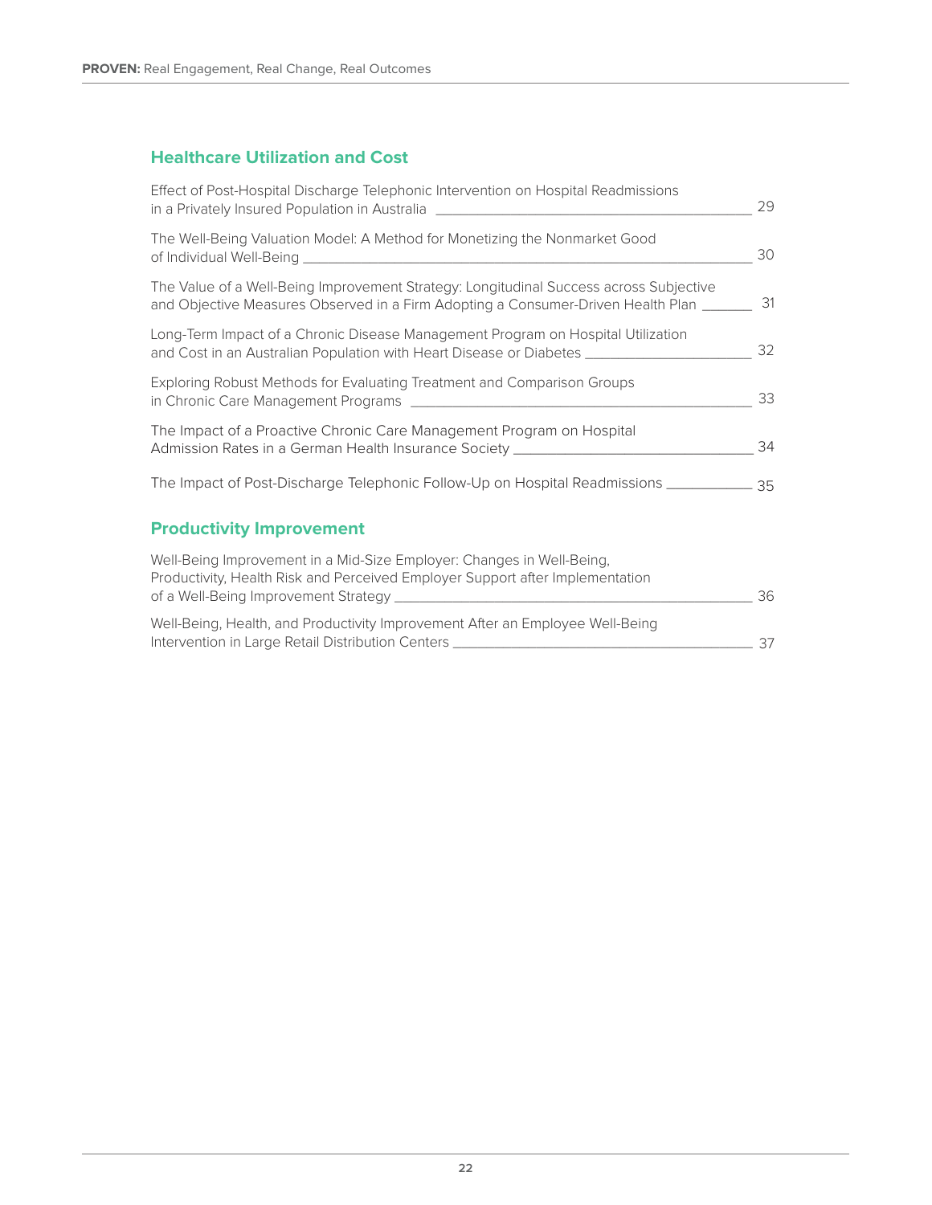## Healthcare Utilization and Cost

Effect of Post-Hospital Discharge Telephonic Intervention on Hospital Readmissions in a Privately Insured Population in Australia ____ 29

The Well-Being Valuation Model: A Method for Monetizing the Nonmarket Good of Individual Well-Being ____ 30

The Value of a Well-Being Improvement Strategy: Longitudinal Success across Subjective and Objective Measures Observed in a Firm Adopting a Consumer-Driven Health Plan ____ 31

Long-Term Impact of a Chronic Disease Management Program on Hospital Utilization and Cost in an Australian Population with Heart Disease or Diabetes ____ 32

Exploring Robust Methods for Evaluating Treatment and Comparison Groups in Chronic Care Management Programs ____ 33

The Impact of a Proactive Chronic Care Management Program on Hospital Admission Rates in a German Health Insurance Society ____ 34

The Impact of Post-Discharge Telephonic Follow-Up on Hospital Readmissions ____ 35

## Productivity Improvement

Well-Being Improvement in a Mid-Size Employer: Changes in Well-Being, Productivity, Health Risk and Perceived Employer Support after Implementation of a Well-Being Improvement Strategy ____ 36

Well-Being, Health, and Productivity Improvement After an Employee Well-Being Intervention in Large Retail Distribution Centers ____ 37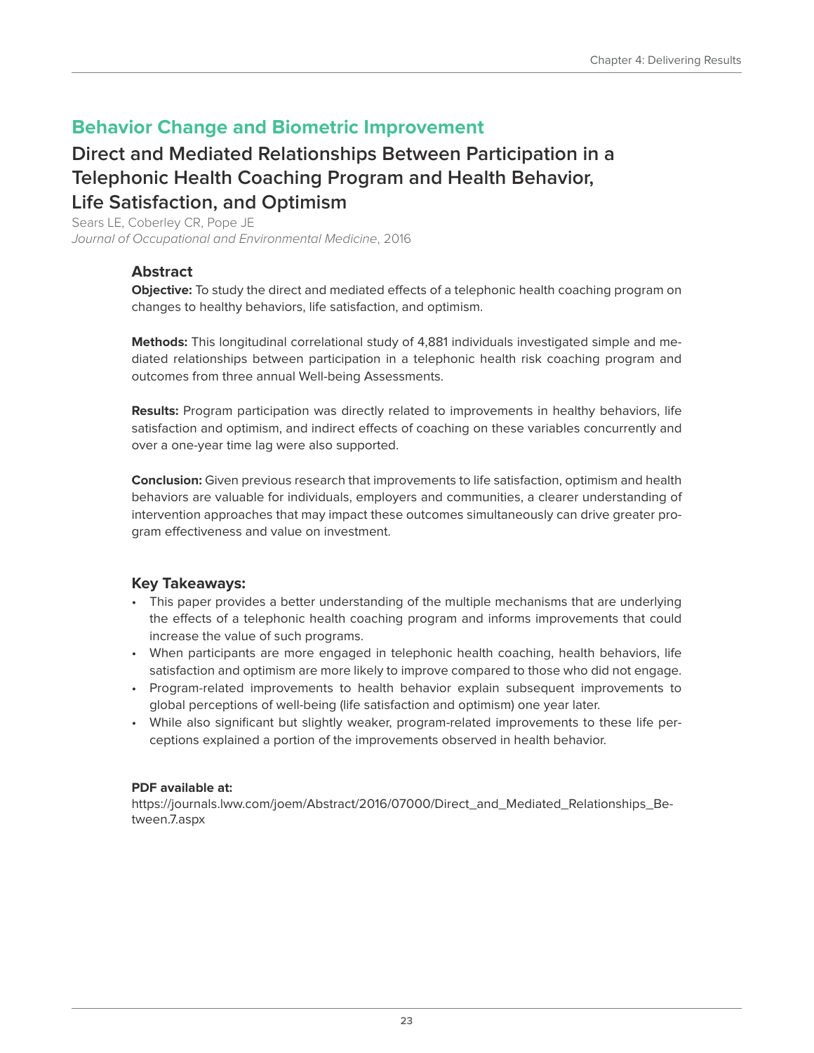## Behavior Change and Biometric Improvement

### Direct and Mediated Relationships Between Participation in a Telephonic Health Coaching Program and Health Behavior, Life Satisfaction, and Optimism

Sears LE, Coberley CR, Pope JE
*Journal of Occupational and Environmental Medicine*, 2016

#### Abstract

**Objective:** To study the direct and mediated effects of a telephonic health coaching program on changes to healthy behaviors, life satisfaction, and optimism.

**Methods:** This longitudinal correlational study of 4,881 individuals investigated simple and mediated relationships between participation in a telephonic health risk coaching program and outcomes from three annual Well-being Assessments.

**Results:** Program participation was directly related to improvements in healthy behaviors, life satisfaction and optimism, and indirect effects of coaching on these variables concurrently and over a one-year time lag were also supported.

**Conclusion:** Given previous research that improvements to life satisfaction, optimism and health behaviors are valuable for individuals, employers and communities, a clearer understanding of intervention approaches that may impact these outcomes simultaneously can drive greater program effectiveness and value on investment.

#### Key Takeaways:

- This paper provides a better understanding of the multiple mechanisms that are underlying the effects of a telephonic health coaching program and informs improvements that could increase the value of such programs.
- When participants are more engaged in telephonic health coaching, health behaviors, life satisfaction and optimism are more likely to improve compared to those who did not engage.
- Program-related improvements to health behavior explain subsequent improvements to global perceptions of well-being (life satisfaction and optimism) one year later.
- While also significant but slightly weaker, program-related improvements to these life perceptions explained a portion of the improvements observed in health behavior.

**PDF available at:**
https://journals.lww.com/joem/Abstract/2016/07000/Direct_and_Mediated_Relationships_Between.7.aspx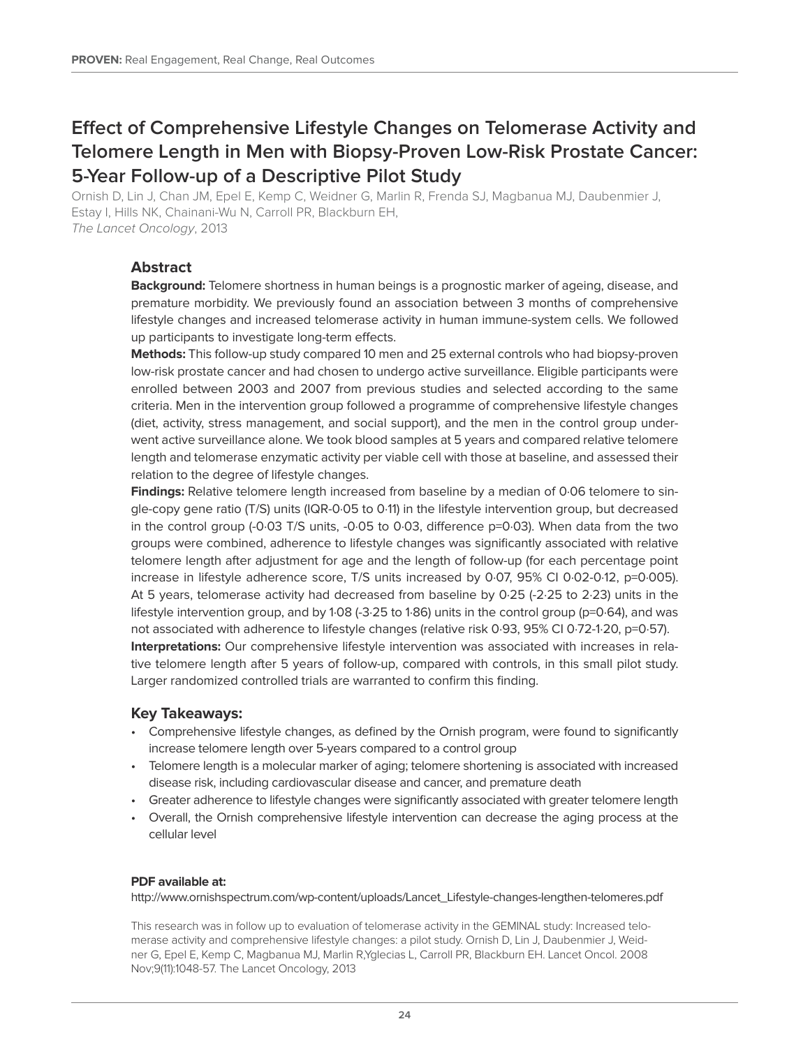# Effect of Comprehensive Lifestyle Changes on Telomerase Activity and Telomere Length in Men with Biopsy-Proven Low-Risk Prostate Cancer: 5-Year Follow-up of a Descriptive Pilot Study

Ornish D, Lin J, Chan JM, Epel E, Kemp C, Weidner G, Marlin R, Frenda SJ, Magbanua MJ, Daubenmier J, Estay I, Hills NK, Chainani-Wu N, Carroll PR, Blackburn EH, *The Lancet Oncology*, 2013

## Abstract

**Background:** Telomere shortness in human beings is a prognostic marker of ageing, disease, and premature morbidity. We previously found an association between 3 months of comprehensive lifestyle changes and increased telomerase activity in human immune-system cells. We followed up participants to investigate long-term effects.

**Methods:** This follow-up study compared 10 men and 25 external controls who had biopsy-proven low-risk prostate cancer and had chosen to undergo active surveillance. Eligible participants were enrolled between 2003 and 2007 from previous studies and selected according to the same criteria. Men in the intervention group followed a programme of comprehensive lifestyle changes (diet, activity, stress management, and social support), and the men in the control group underwent active surveillance alone. We took blood samples at 5 years and compared relative telomere length and telomerase enzymatic activity per viable cell with those at baseline, and assessed their relation to the degree of lifestyle changes.

**Findings:** Relative telomere length increased from baseline by a median of 0·06 telomere to single-copy gene ratio (T/S) units (IQR-0·05 to 0·11) in the lifestyle intervention group, but decreased in the control group (-0·03 T/S units, -0·05 to 0·03, difference p=0·03). When data from the two groups were combined, adherence to lifestyle changes was significantly associated with relative telomere length after adjustment for age and the length of follow-up (for each percentage point increase in lifestyle adherence score, T/S units increased by 0·07, 95% CI 0·02-0·12, p=0·005). At 5 years, telomerase activity had decreased from baseline by 0·25 (-2·25 to 2·23) units in the lifestyle intervention group, and by 1·08 (-3·25 to 1·86) units in the control group (p=0·64), and was not associated with adherence to lifestyle changes (relative risk 0·93, 95% CI 0·72-1·20, p=0·57).

**Interpretations:** Our comprehensive lifestyle intervention was associated with increases in relative telomere length after 5 years of follow-up, compared with controls, in this small pilot study. Larger randomized controlled trials are warranted to confirm this finding.

## Key Takeaways:

- Comprehensive lifestyle changes, as defined by the Ornish program, were found to significantly increase telomere length over 5-years compared to a control group
- Telomere length is a molecular marker of aging; telomere shortening is associated with increased disease risk, including cardiovascular disease and cancer, and premature death
- Greater adherence to lifestyle changes were significantly associated with greater telomere length
- Overall, the Ornish comprehensive lifestyle intervention can decrease the aging process at the cellular level

**PDF available at:**

http://www.ornishspectrum.com/wp-content/uploads/Lancet_Lifestyle-changes-lengthen-telomeres.pdf

This research was in follow up to evaluation of telomerase activity in the GEMINAL study: Increased telomerase activity and comprehensive lifestyle changes: a pilot study. Ornish D, Lin J, Daubenmier J, Weidner G, Epel E, Kemp C, Magbanua MJ, Marlin R,Yglecias L, Carroll PR, Blackburn EH. Lancet Oncol. 2008 Nov;9(11):1048-57. The Lancet Oncology, 2013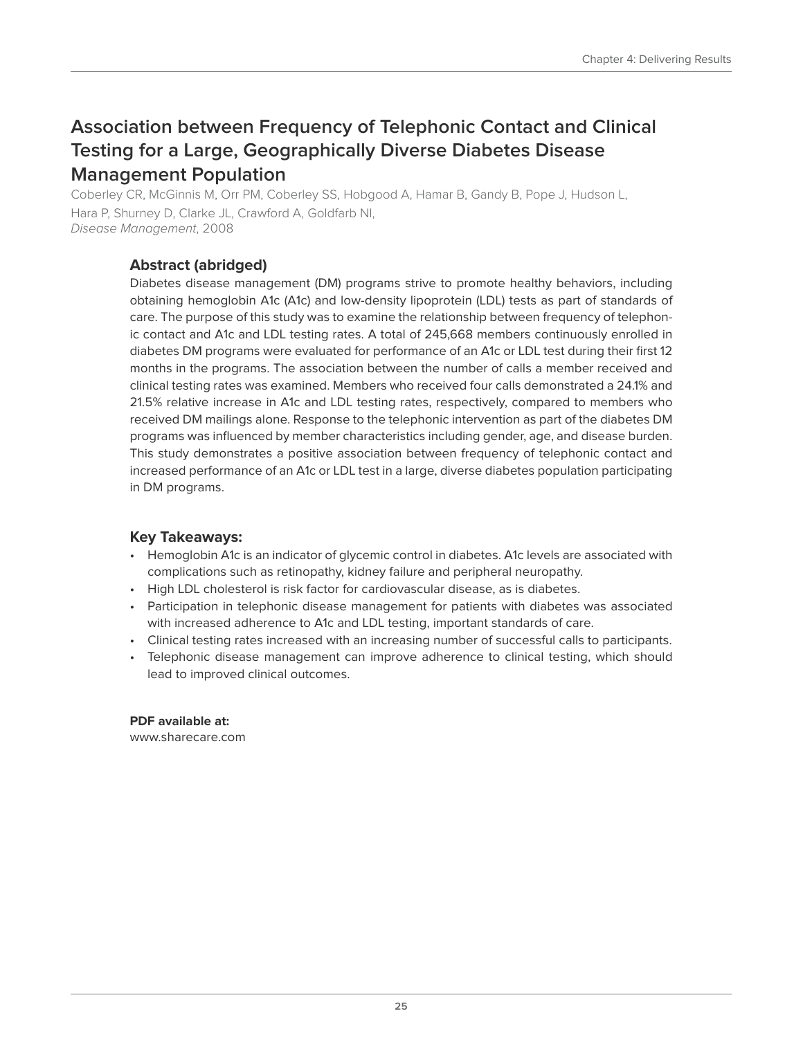## Association between Frequency of Telephonic Contact and Clinical Testing for a Large, Geographically Diverse Diabetes Disease Management Population

Coberley CR, McGinnis M, Orr PM, Coberley SS, Hobgood A, Hamar B, Gandy B, Pope J, Hudson L, Hara P, Shurney D, Clarke JL, Crawford A, Goldfarb NI,
*Disease Management*, 2008

### Abstract (abridged)

Diabetes disease management (DM) programs strive to promote healthy behaviors, including obtaining hemoglobin A1c (A1c) and low-density lipoprotein (LDL) tests as part of standards of care. The purpose of this study was to examine the relationship between frequency of telephonic contact and A1c and LDL testing rates. A total of 245,668 members continuously enrolled in diabetes DM programs were evaluated for performance of an A1c or LDL test during their first 12 months in the programs. The association between the number of calls a member received and clinical testing rates was examined. Members who received four calls demonstrated a 24.1% and 21.5% relative increase in A1c and LDL testing rates, respectively, compared to members who received DM mailings alone. Response to the telephonic intervention as part of the diabetes DM programs was influenced by member characteristics including gender, age, and disease burden. This study demonstrates a positive association between frequency of telephonic contact and increased performance of an A1c or LDL test in a large, diverse diabetes population participating in DM programs.

### Key Takeaways:

- Hemoglobin A1c is an indicator of glycemic control in diabetes. A1c levels are associated with complications such as retinopathy, kidney failure and peripheral neuropathy.
- High LDL cholesterol is risk factor for cardiovascular disease, as is diabetes.
- Participation in telephonic disease management for patients with diabetes was associated with increased adherence to A1c and LDL testing, important standards of care.
- Clinical testing rates increased with an increasing number of successful calls to participants.
- Telephonic disease management can improve adherence to clinical testing, which should lead to improved clinical outcomes.

**PDF available at:**
www.sharecare.com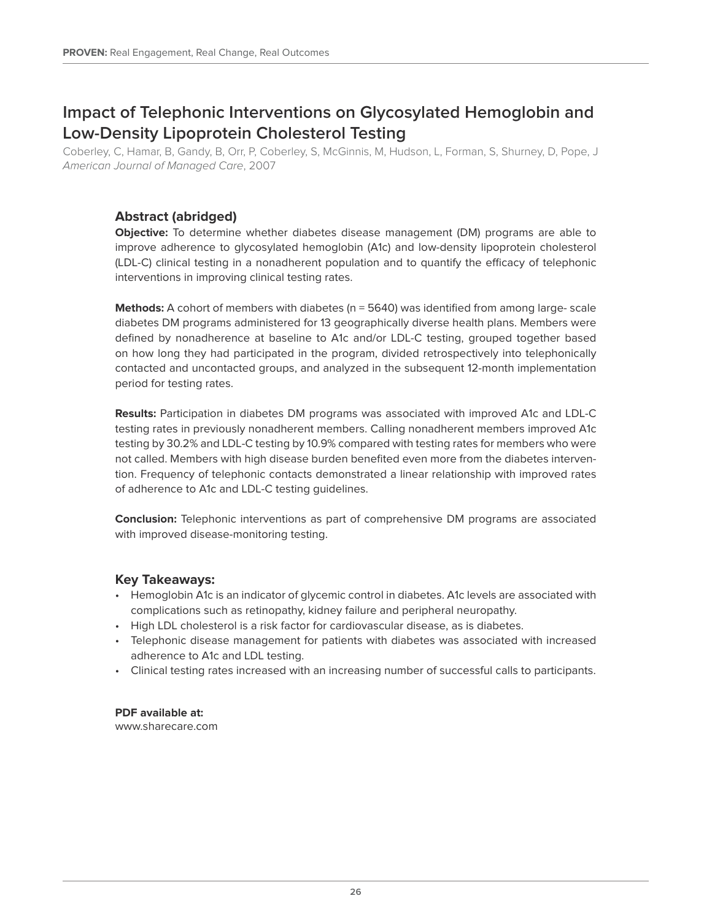# Impact of Telephonic Interventions on Glycosylated Hemoglobin and Low-Density Lipoprotein Cholesterol Testing

Coberley, C, Hamar, B, Gandy, B, Orr, P, Coberley, S, McGinnis, M, Hudson, L, Forman, S, Shurney, D, Pope, J
*American Journal of Managed Care*, 2007

## Abstract (abridged)

**Objective:** To determine whether diabetes disease management (DM) programs are able to improve adherence to glycosylated hemoglobin (A1c) and low-density lipoprotein cholesterol (LDL-C) clinical testing in a nonadherent population and to quantify the efficacy of telephonic interventions in improving clinical testing rates.

**Methods:** A cohort of members with diabetes (n = 5640) was identified from among large- scale diabetes DM programs administered for 13 geographically diverse health plans. Members were defined by nonadherence at baseline to A1c and/or LDL-C testing, grouped together based on how long they had participated in the program, divided retrospectively into telephonically contacted and uncontacted groups, and analyzed in the subsequent 12-month implementation period for testing rates.

**Results:** Participation in diabetes DM programs was associated with improved A1c and LDL-C testing rates in previously nonadherent members. Calling nonadherent members improved A1c testing by 30.2% and LDL-C testing by 10.9% compared with testing rates for members who were not called. Members with high disease burden benefited even more from the diabetes intervention. Frequency of telephonic contacts demonstrated a linear relationship with improved rates of adherence to A1c and LDL-C testing guidelines.

**Conclusion:** Telephonic interventions as part of comprehensive DM programs are associated with improved disease-monitoring testing.

## Key Takeaways:

- Hemoglobin A1c is an indicator of glycemic control in diabetes. A1c levels are associated with complications such as retinopathy, kidney failure and peripheral neuropathy.
- High LDL cholesterol is a risk factor for cardiovascular disease, as is diabetes.
- Telephonic disease management for patients with diabetes was associated with increased adherence to A1c and LDL testing.
- Clinical testing rates increased with an increasing number of successful calls to participants.

**PDF available at:**
www.sharecare.com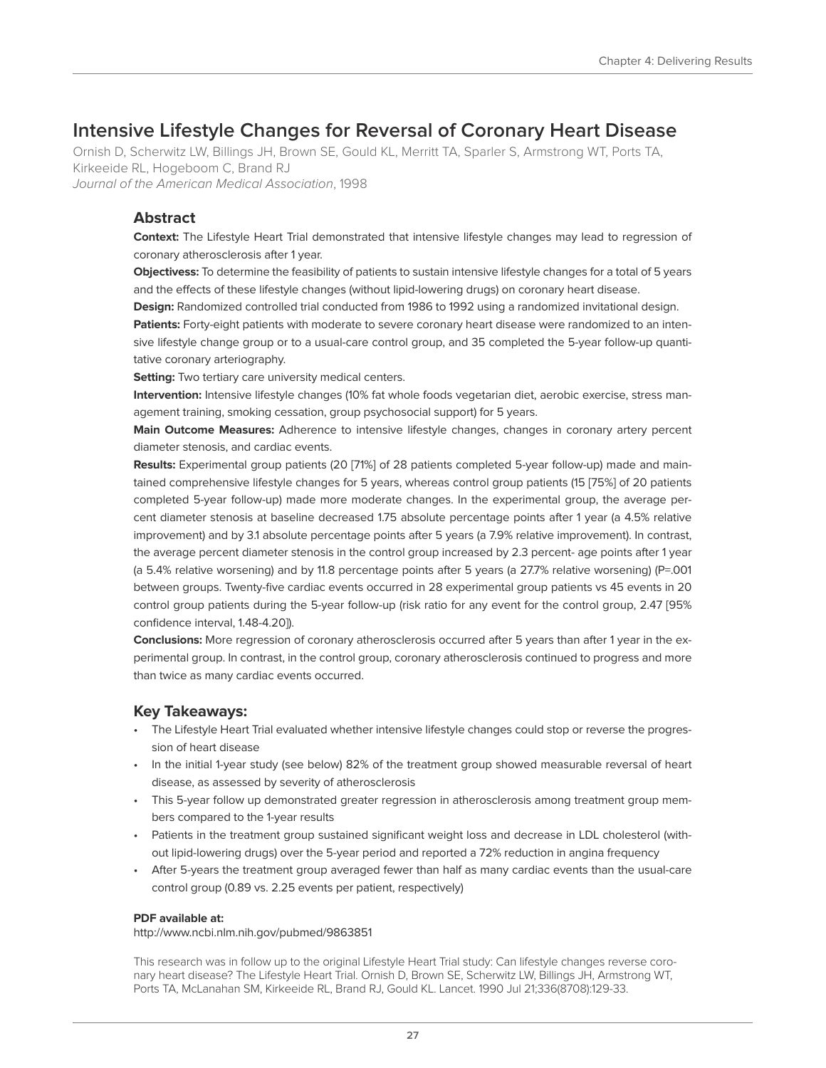## Intensive Lifestyle Changes for Reversal of Coronary Heart Disease

Ornish D, Scherwitz LW, Billings JH, Brown SE, Gould KL, Merritt TA, Sparler S, Armstrong WT, Ports TA, Kirkeeide RL, Hogeboom C, Brand RJ
*Journal of the American Medical Association*, 1998

### Abstract

**Context:** The Lifestyle Heart Trial demonstrated that intensive lifestyle changes may lead to regression of coronary atherosclerosis after 1 year.

**Objectivess:** To determine the feasibility of patients to sustain intensive lifestyle changes for a total of 5 years and the effects of these lifestyle changes (without lipid-lowering drugs) on coronary heart disease.

**Design:** Randomized controlled trial conducted from 1986 to 1992 using a randomized invitational design.

**Patients:** Forty-eight patients with moderate to severe coronary heart disease were randomized to an intensive lifestyle change group or to a usual-care control group, and 35 completed the 5-year follow-up quantitative coronary arteriography.

**Setting:** Two tertiary care university medical centers.

**Intervention:** Intensive lifestyle changes (10% fat whole foods vegetarian diet, aerobic exercise, stress management training, smoking cessation, group psychosocial support) for 5 years.

**Main Outcome Measures:** Adherence to intensive lifestyle changes, changes in coronary artery percent diameter stenosis, and cardiac events.

**Results:** Experimental group patients (20 [71%] of 28 patients completed 5-year follow-up) made and maintained comprehensive lifestyle changes for 5 years, whereas control group patients (15 [75%] of 20 patients completed 5-year follow-up) made more moderate changes. In the experimental group, the average percent diameter stenosis at baseline decreased 1.75 absolute percentage points after 1 year (a 4.5% relative improvement) and by 3.1 absolute percentage points after 5 years (a 7.9% relative improvement). In contrast, the average percent diameter stenosis in the control group increased by 2.3 percent- age points after 1 year (a 5.4% relative worsening) and by 11.8 percentage points after 5 years (a 27.7% relative worsening) ($P$=.001 between groups. Twenty-five cardiac events occurred in 28 experimental group patients vs 45 events in 20 control group patients during the 5-year follow-up (risk ratio for any event for the control group, 2.47 [95% confidence interval, 1.48-4.20]).

**Conclusions:** More regression of coronary atherosclerosis occurred after 5 years than after 1 year in the experimental group. In contrast, in the control group, coronary atherosclerosis continued to progress and more than twice as many cardiac events occurred.

### Key Takeaways:

- The Lifestyle Heart Trial evaluated whether intensive lifestyle changes could stop or reverse the progression of heart disease
- In the initial 1-year study (see below) 82% of the treatment group showed measurable reversal of heart disease, as assessed by severity of atherosclerosis
- This 5-year follow up demonstrated greater regression in atherosclerosis among treatment group members compared to the 1-year results
- Patients in the treatment group sustained significant weight loss and decrease in LDL cholesterol (without lipid-lowering drugs) over the 5-year period and reported a 72% reduction in angina frequency
- After 5-years the treatment group averaged fewer than half as many cardiac events than the usual-care control group (0.89 vs. 2.25 events per patient, respectively)

**PDF available at:**
http://www.ncbi.nlm.nih.gov/pubmed/9863851

This research was in follow up to the original Lifestyle Heart Trial study: Can lifestyle changes reverse coronary heart disease? The Lifestyle Heart Trial. Ornish D, Brown SE, Scherwitz LW, Billings JH, Armstrong WT, Ports TA, McLanahan SM, Kirkeeide RL, Brand RJ, Gould KL. Lancet. 1990 Jul 21;336(8708):129-33.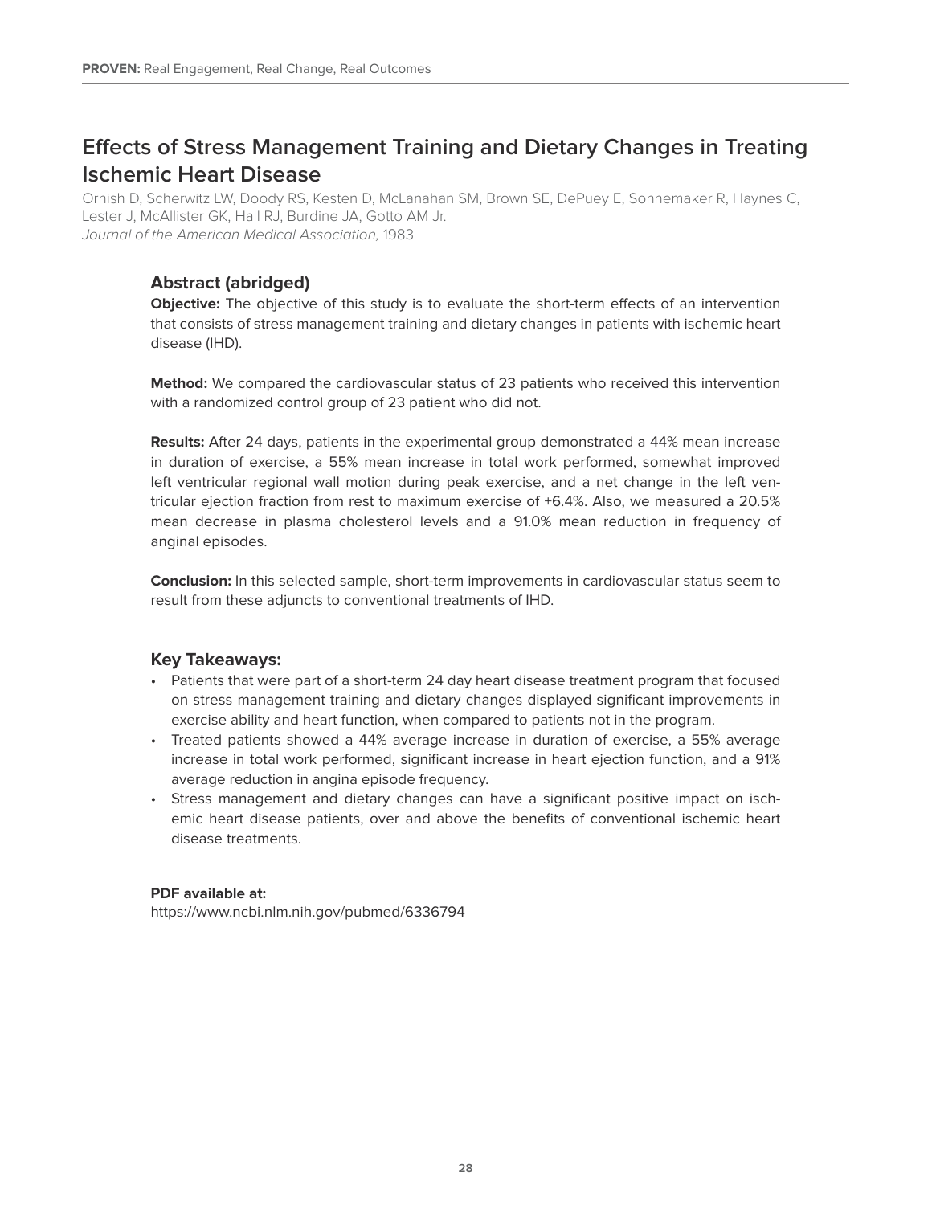## Effects of Stress Management Training and Dietary Changes in Treating Ischemic Heart Disease

Ornish D, Scherwitz LW, Doody RS, Kesten D, McLanahan SM, Brown SE, DePuey E, Sonnemaker R, Haynes C, Lester J, McAllister GK, Hall RJ, Burdine JA, Gotto AM Jr.
*Journal of the American Medical Association,* 1983

### Abstract (abridged)

**Objective:** The objective of this study is to evaluate the short-term effects of an intervention that consists of stress management training and dietary changes in patients with ischemic heart disease (IHD).

**Method:** We compared the cardiovascular status of 23 patients who received this intervention with a randomized control group of 23 patient who did not.

**Results:** After 24 days, patients in the experimental group demonstrated a 44% mean increase in duration of exercise, a 55% mean increase in total work performed, somewhat improved left ventricular regional wall motion during peak exercise, and a net change in the left ventricular ejection fraction from rest to maximum exercise of +6.4%. Also, we measured a 20.5% mean decrease in plasma cholesterol levels and a 91.0% mean reduction in frequency of anginal episodes.

**Conclusion:** In this selected sample, short-term improvements in cardiovascular status seem to result from these adjuncts to conventional treatments of IHD.

### Key Takeaways:

- Patients that were part of a short-term 24 day heart disease treatment program that focused on stress management training and dietary changes displayed significant improvements in exercise ability and heart function, when compared to patients not in the program.
- Treated patients showed a 44% average increase in duration of exercise, a 55% average increase in total work performed, significant increase in heart ejection function, and a 91% average reduction in angina episode frequency.
- Stress management and dietary changes can have a significant positive impact on ischemic heart disease patients, over and above the benefits of conventional ischemic heart disease treatments.

**PDF available at:**
https://www.ncbi.nlm.nih.gov/pubmed/6336794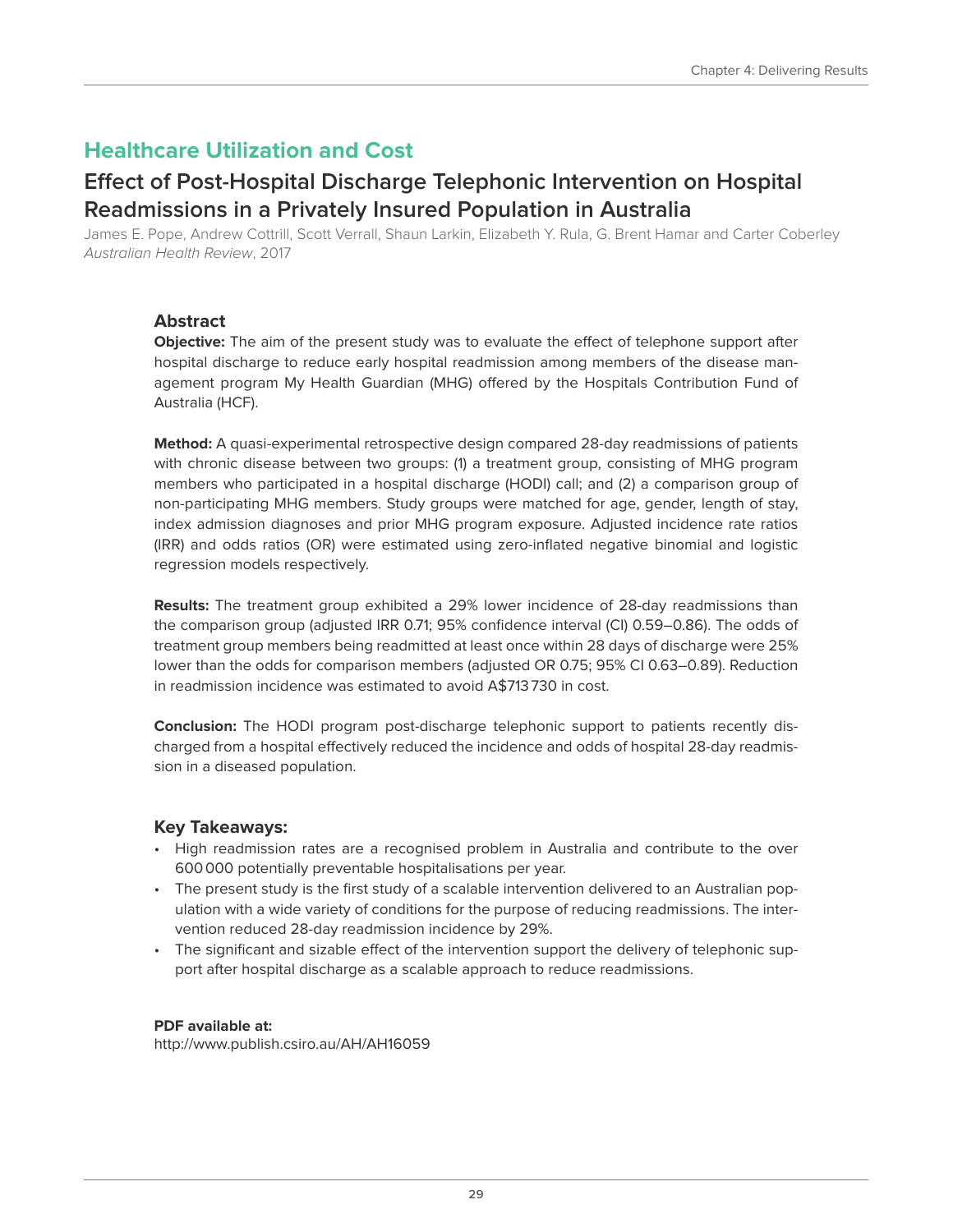## Healthcare Utilization and Cost

### Effect of Post-Hospital Discharge Telephonic Intervention on Hospital Readmissions in a Privately Insured Population in Australia

James E. Pope, Andrew Cottrill, Scott Verrall, Shaun Larkin, Elizabeth Y. Rula, G. Brent Hamar and Carter Coberley
*Australian Health Review*, 2017

#### Abstract

**Objective:** The aim of the present study was to evaluate the effect of telephone support after hospital discharge to reduce early hospital readmission among members of the disease management program My Health Guardian (MHG) offered by the Hospitals Contribution Fund of Australia (HCF).

**Method:** A quasi-experimental retrospective design compared 28-day readmissions of patients with chronic disease between two groups: (1) a treatment group, consisting of MHG program members who participated in a hospital discharge (HODI) call; and (2) a comparison group of non-participating MHG members. Study groups were matched for age, gender, length of stay, index admission diagnoses and prior MHG program exposure. Adjusted incidence rate ratios (IRR) and odds ratios (OR) were estimated using zero-inflated negative binomial and logistic regression models respectively.

**Results:** The treatment group exhibited a 29% lower incidence of 28-day readmissions than the comparison group (adjusted IRR 0.71; 95% confidence interval (CI) 0.59–0.86). The odds of treatment group members being readmitted at least once within 28 days of discharge were 25% lower than the odds for comparison members (adjusted OR 0.75; 95% CI 0.63–0.89). Reduction in readmission incidence was estimated to avoid A$713 730 in cost.

**Conclusion:** The HODI program post-discharge telephonic support to patients recently discharged from a hospital effectively reduced the incidence and odds of hospital 28-day readmission in a diseased population.

#### Key Takeaways:

- High readmission rates are a recognised problem in Australia and contribute to the over 600 000 potentially preventable hospitalisations per year.
- The present study is the first study of a scalable intervention delivered to an Australian population with a wide variety of conditions for the purpose of reducing readmissions. The intervention reduced 28-day readmission incidence by 29%.
- The significant and sizable effect of the intervention support the delivery of telephonic support after hospital discharge as a scalable approach to reduce readmissions.

**PDF available at:**
http://www.publish.csiro.au/AH/AH16059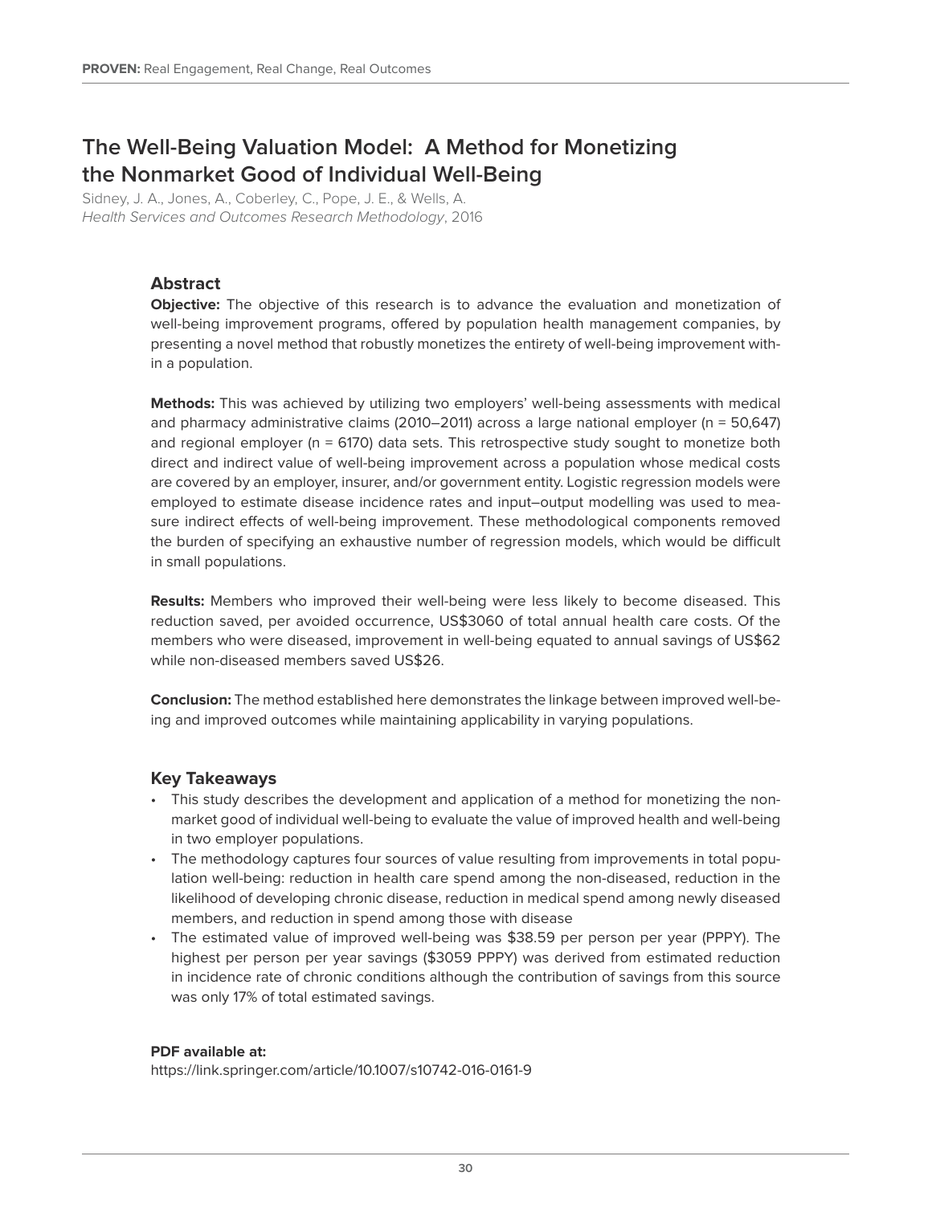# The Well-Being Valuation Model: A Method for Monetizing the Nonmarket Good of Individual Well-Being

Sidney, J. A., Jones, A., Coberley, C., Pope, J. E., & Wells, A.
*Health Services and Outcomes Research Methodology*, 2016

## Abstract

**Objective:** The objective of this research is to advance the evaluation and monetization of well-being improvement programs, offered by population health management companies, by presenting a novel method that robustly monetizes the entirety of well-being improvement within a population.

**Methods:** This was achieved by utilizing two employers' well-being assessments with medical and pharmacy administrative claims (2010–2011) across a large national employer (n = 50,647) and regional employer (n = 6170) data sets. This retrospective study sought to monetize both direct and indirect value of well-being improvement across a population whose medical costs are covered by an employer, insurer, and/or government entity. Logistic regression models were employed to estimate disease incidence rates and input–output modelling was used to measure indirect effects of well-being improvement. These methodological components removed the burden of specifying an exhaustive number of regression models, which would be difficult in small populations.

**Results:** Members who improved their well-being were less likely to become diseased. This reduction saved, per avoided occurrence, US$3060 of total annual health care costs. Of the members who were diseased, improvement in well-being equated to annual savings of US$62 while non-diseased members saved US$26.

**Conclusion:** The method established here demonstrates the linkage between improved well-being and improved outcomes while maintaining applicability in varying populations.

## Key Takeaways

- This study describes the development and application of a method for monetizing the non-market good of individual well-being to evaluate the value of improved health and well-being in two employer populations.
- The methodology captures four sources of value resulting from improvements in total population well-being: reduction in health care spend among the non-diseased, reduction in the likelihood of developing chronic disease, reduction in medical spend among newly diseased members, and reduction in spend among those with disease
- The estimated value of improved well-being was $38.59 per person per year (PPPY). The highest per person per year savings ($3059 PPPY) was derived from estimated reduction in incidence rate of chronic conditions although the contribution of savings from this source was only 17% of total estimated savings.

**PDF available at:**
https://link.springer.com/article/10.1007/s10742-016-0161-9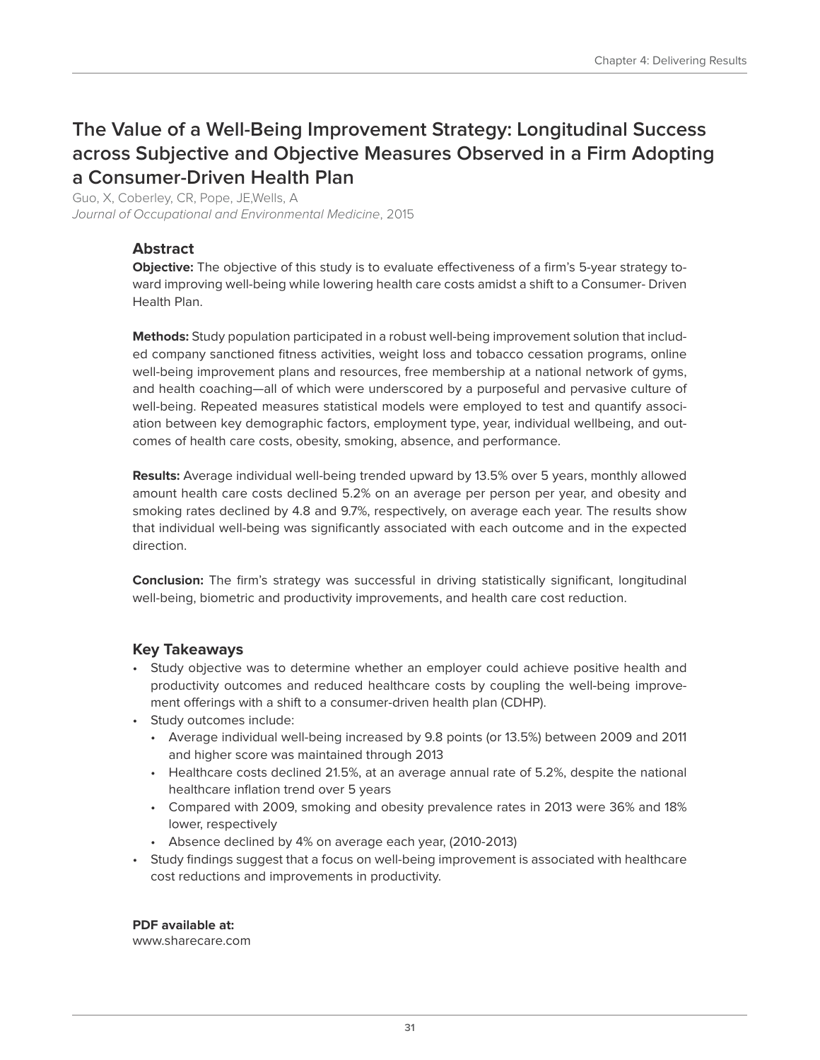# The Value of a Well-Being Improvement Strategy: Longitudinal Success across Subjective and Objective Measures Observed in a Firm Adopting a Consumer-Driven Health Plan

Guo, X, Coberley, CR, Pope, JE,Wells, A
*Journal of Occupational and Environmental Medicine*, 2015

## Abstract

**Objective:** The objective of this study is to evaluate effectiveness of a firm's 5-year strategy toward improving well-being while lowering health care costs amidst a shift to a Consumer- Driven Health Plan.

**Methods:** Study population participated in a robust well-being improvement solution that included company sanctioned fitness activities, weight loss and tobacco cessation programs, online well-being improvement plans and resources, free membership at a national network of gyms, and health coaching—all of which were underscored by a purposeful and pervasive culture of well-being. Repeated measures statistical models were employed to test and quantify association between key demographic factors, employment type, year, individual wellbeing, and outcomes of health care costs, obesity, smoking, absence, and performance.

**Results:** Average individual well-being trended upward by 13.5% over 5 years, monthly allowed amount health care costs declined 5.2% on an average per person per year, and obesity and smoking rates declined by 4.8 and 9.7%, respectively, on average each year. The results show that individual well-being was significantly associated with each outcome and in the expected direction.

**Conclusion:** The firm's strategy was successful in driving statistically significant, longitudinal well-being, biometric and productivity improvements, and health care cost reduction.

## Key Takeaways

- Study objective was to determine whether an employer could achieve positive health and productivity outcomes and reduced healthcare costs by coupling the well-being improvement offerings with a shift to a consumer-driven health plan (CDHP).
- Study outcomes include:
  - Average individual well-being increased by 9.8 points (or 13.5%) between 2009 and 2011 and higher score was maintained through 2013
  - Healthcare costs declined 21.5%, at an average annual rate of 5.2%, despite the national healthcare inflation trend over 5 years
  - Compared with 2009, smoking and obesity prevalence rates in 2013 were 36% and 18% lower, respectively
  - Absence declined by 4% on average each year, (2010-2013)
- Study findings suggest that a focus on well-being improvement is associated with healthcare cost reductions and improvements in productivity.

**PDF available at:**
www.sharecare.com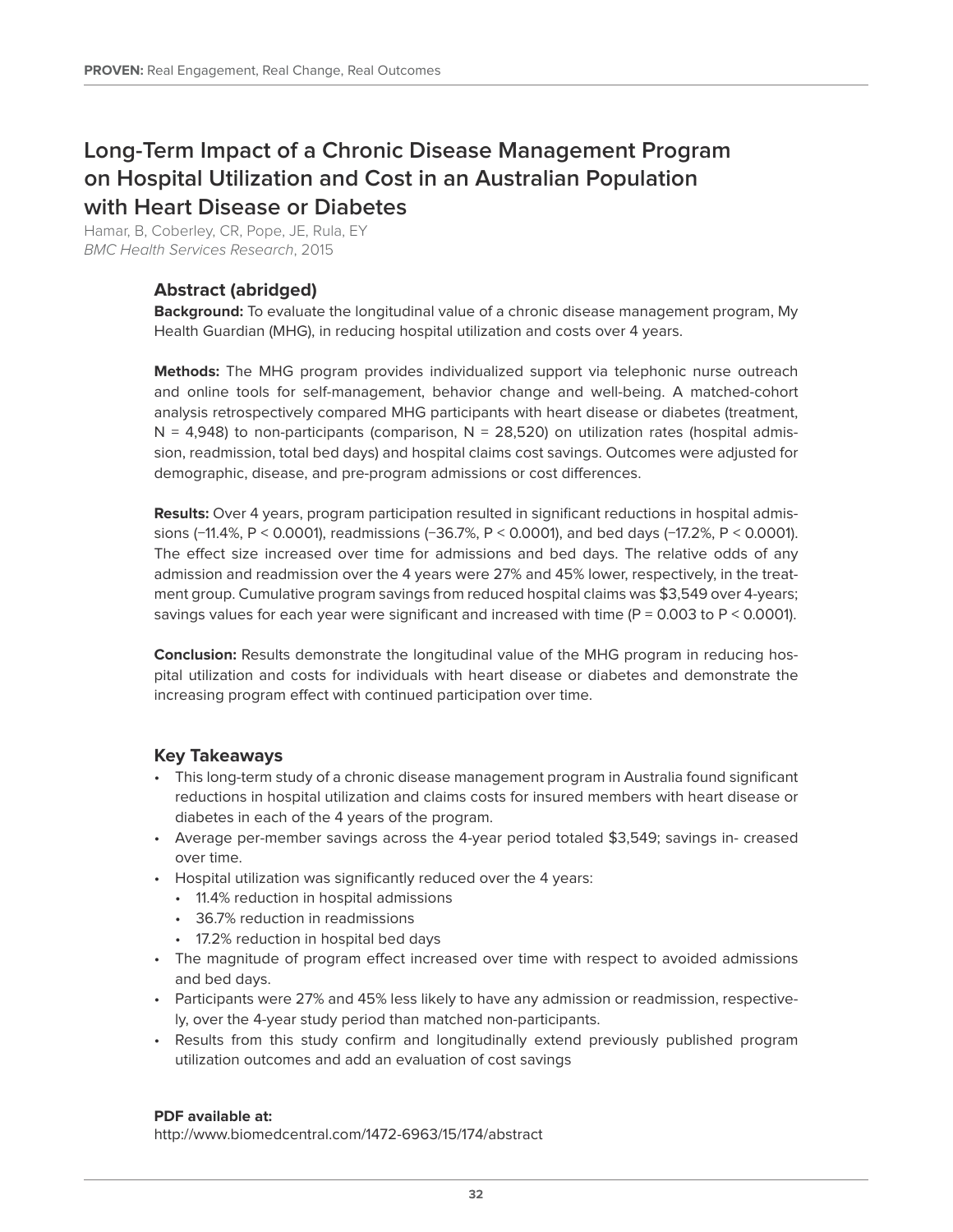# Long-Term Impact of a Chronic Disease Management Program on Hospital Utilization and Cost in an Australian Population with Heart Disease or Diabetes

Hamar, B, Coberley, CR, Pope, JE, Rula, EY
*BMC Health Services Research*, 2015

## Abstract (abridged)

**Background:** To evaluate the longitudinal value of a chronic disease management program, My Health Guardian (MHG), in reducing hospital utilization and costs over 4 years.

**Methods:** The MHG program provides individualized support via telephonic nurse outreach and online tools for self-management, behavior change and well-being. A matched-cohort analysis retrospectively compared MHG participants with heart disease or diabetes (treatment, N = 4,948) to non-participants (comparison, N = 28,520) on utilization rates (hospital admission, readmission, total bed days) and hospital claims cost savings. Outcomes were adjusted for demographic, disease, and pre-program admissions or cost differences.

**Results:** Over 4 years, program participation resulted in significant reductions in hospital admissions (−11.4%, $P < 0.0001$), readmissions (−36.7%, $P < 0.0001$), and bed days (−17.2%, $P < 0.0001$). The effect size increased over time for admissions and bed days. The relative odds of any admission and readmission over the 4 years were 27% and 45% lower, respectively, in the treatment group. Cumulative program savings from reduced hospital claims was $3,549 over 4-years; savings values for each year were significant and increased with time ($P = 0.003$ to $P < 0.0001$).

**Conclusion:** Results demonstrate the longitudinal value of the MHG program in reducing hospital utilization and costs for individuals with heart disease or diabetes and demonstrate the increasing program effect with continued participation over time.

## Key Takeaways

- This long-term study of a chronic disease management program in Australia found significant reductions in hospital utilization and claims costs for insured members with heart disease or diabetes in each of the 4 years of the program.
- Average per-member savings across the 4-year period totaled $3,549; savings in- creased over time.
- Hospital utilization was significantly reduced over the 4 years:
  - 11.4% reduction in hospital admissions
  - 36.7% reduction in readmissions
  - 17.2% reduction in hospital bed days
- The magnitude of program effect increased over time with respect to avoided admissions and bed days.
- Participants were 27% and 45% less likely to have any admission or readmission, respectively, over the 4-year study period than matched non-participants.
- Results from this study confirm and longitudinally extend previously published program utilization outcomes and add an evaluation of cost savings

**PDF available at:**
http://www.biomedcentral.com/1472-6963/15/174/abstract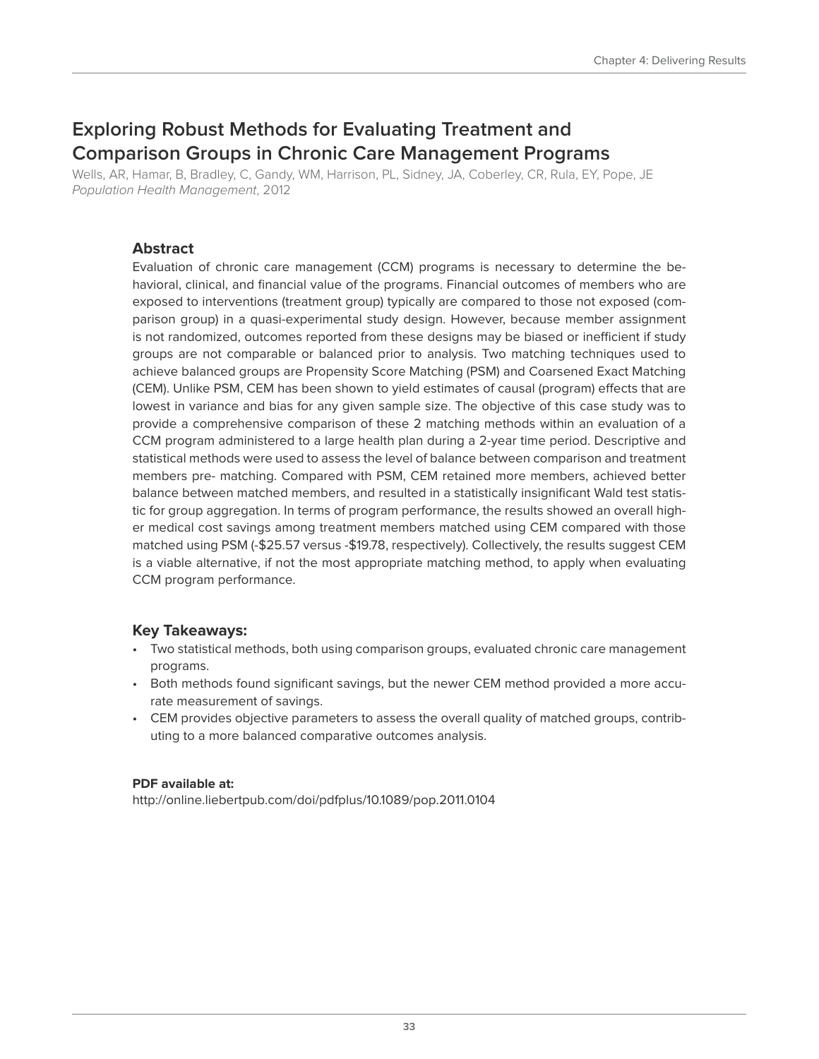# Exploring Robust Methods for Evaluating Treatment and Comparison Groups in Chronic Care Management Programs

Wells, AR, Hamar, B, Bradley, C, Gandy, WM, Harrison, PL, Sidney, JA, Coberley, CR, Rula, EY, Pope, JE
*Population Health Management*, 2012

## Abstract

Evaluation of chronic care management (CCM) programs is necessary to determine the behavioral, clinical, and financial value of the programs. Financial outcomes of members who are exposed to interventions (treatment group) typically are compared to those not exposed (comparison group) in a quasi-experimental study design. However, because member assignment is not randomized, outcomes reported from these designs may be biased or inefficient if study groups are not comparable or balanced prior to analysis. Two matching techniques used to achieve balanced groups are Propensity Score Matching (PSM) and Coarsened Exact Matching (CEM). Unlike PSM, CEM has been shown to yield estimates of causal (program) effects that are lowest in variance and bias for any given sample size. The objective of this case study was to provide a comprehensive comparison of these 2 matching methods within an evaluation of a CCM program administered to a large health plan during a 2-year time period. Descriptive and statistical methods were used to assess the level of balance between comparison and treatment members pre- matching. Compared with PSM, CEM retained more members, achieved better balance between matched members, and resulted in a statistically insignificant Wald test statistic for group aggregation. In terms of program performance, the results showed an overall higher medical cost savings among treatment members matched using CEM compared with those matched using PSM (-$25.57 versus -$19.78, respectively). Collectively, the results suggest CEM is a viable alternative, if not the most appropriate matching method, to apply when evaluating CCM program performance.

## Key Takeaways:

- Two statistical methods, both using comparison groups, evaluated chronic care management programs.
- Both methods found significant savings, but the newer CEM method provided a more accurate measurement of savings.
- CEM provides objective parameters to assess the overall quality of matched groups, contributing to a more balanced comparative outcomes analysis.

**PDF available at:**
http://online.liebertpub.com/doi/pdfplus/10.1089/pop.2011.0104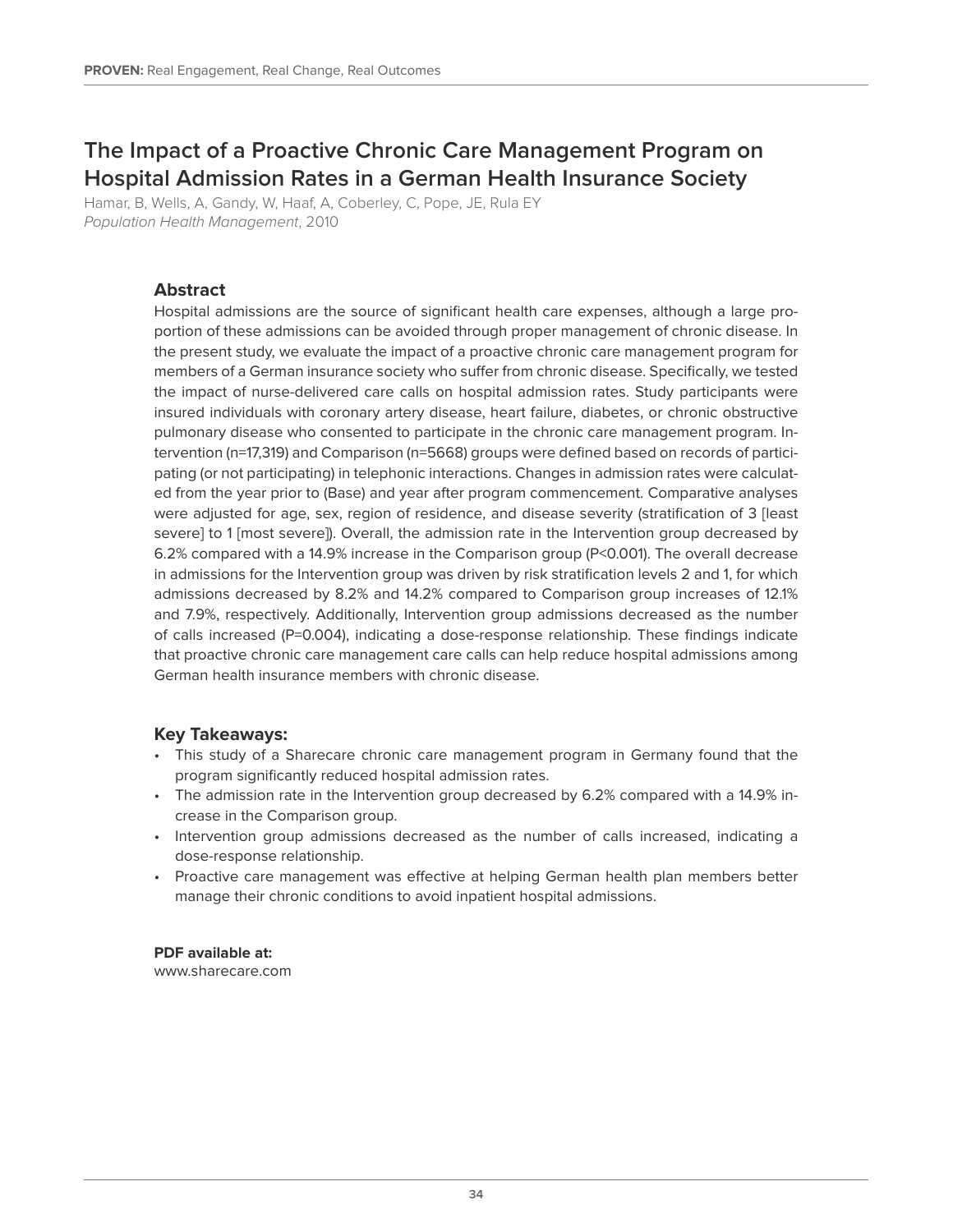# The Impact of a Proactive Chronic Care Management Program on Hospital Admission Rates in a German Health Insurance Society

Hamar, B, Wells, A, Gandy, W, Haaf, A, Coberley, C, Pope, JE, Rula EY
*Population Health Management*, 2010

## Abstract

Hospital admissions are the source of significant health care expenses, although a large proportion of these admissions can be avoided through proper management of chronic disease. In the present study, we evaluate the impact of a proactive chronic care management program for members of a German insurance society who suffer from chronic disease. Specifically, we tested the impact of nurse-delivered care calls on hospital admission rates. Study participants were insured individuals with coronary artery disease, heart failure, diabetes, or chronic obstructive pulmonary disease who consented to participate in the chronic care management program. Intervention (n=17,319) and Comparison (n=5668) groups were defined based on records of participating (or not participating) in telephonic interactions. Changes in admission rates were calculated from the year prior to (Base) and year after program commencement. Comparative analyses were adjusted for age, sex, region of residence, and disease severity (stratification of 3 [least severe] to 1 [most severe]). Overall, the admission rate in the Intervention group decreased by 6.2% compared with a 14.9% increase in the Comparison group (P<0.001). The overall decrease in admissions for the Intervention group was driven by risk stratification levels 2 and 1, for which admissions decreased by 8.2% and 14.2% compared to Comparison group increases of 12.1% and 7.9%, respectively. Additionally, Intervention group admissions decreased as the number of calls increased (P=0.004), indicating a dose-response relationship. These findings indicate that proactive chronic care management care calls can help reduce hospital admissions among German health insurance members with chronic disease.

## Key Takeaways:

- This study of a Sharecare chronic care management program in Germany found that the program significantly reduced hospital admission rates.
- The admission rate in the Intervention group decreased by 6.2% compared with a 14.9% increase in the Comparison group.
- Intervention group admissions decreased as the number of calls increased, indicating a dose-response relationship.
- Proactive care management was effective at helping German health plan members better manage their chronic conditions to avoid inpatient hospital admissions.

**PDF available at:**
www.sharecare.com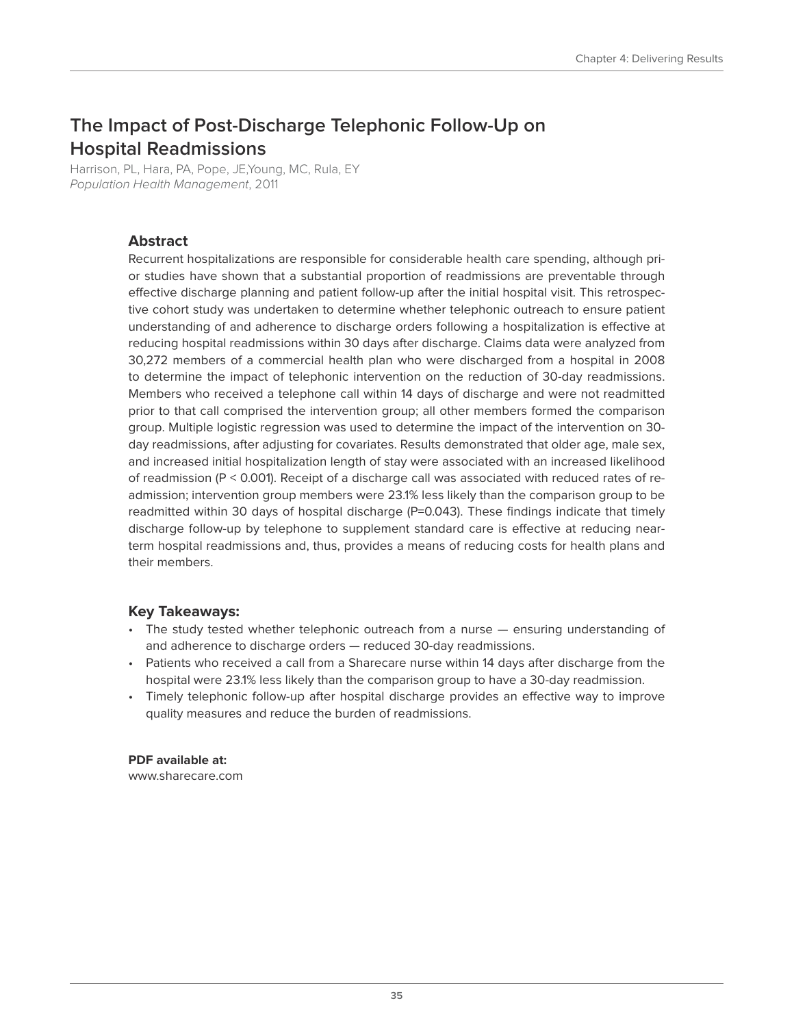# The Impact of Post-Discharge Telephonic Follow-Up on Hospital Readmissions

Harrison, PL, Hara, PA, Pope, JE,Young, MC, Rula, EY
*Population Health Management*, 2011

### Abstract

Recurrent hospitalizations are responsible for considerable health care spending, although prior studies have shown that a substantial proportion of readmissions are preventable through effective discharge planning and patient follow-up after the initial hospital visit. This retrospective cohort study was undertaken to determine whether telephonic outreach to ensure patient understanding of and adherence to discharge orders following a hospitalization is effective at reducing hospital readmissions within 30 days after discharge. Claims data were analyzed from 30,272 members of a commercial health plan who were discharged from a hospital in 2008 to determine the impact of telephonic intervention on the reduction of 30-day readmissions. Members who received a telephone call within 14 days of discharge and were not readmitted prior to that call comprised the intervention group; all other members formed the comparison group. Multiple logistic regression was used to determine the impact of the intervention on 30-day readmissions, after adjusting for covariates. Results demonstrated that older age, male sex, and increased initial hospitalization length of stay were associated with an increased likelihood of readmission ($P < 0.001$). Receipt of a discharge call was associated with reduced rates of readmission; intervention group members were 23.1% less likely than the comparison group to be readmitted within 30 days of hospital discharge ($P=0.043$). These findings indicate that timely discharge follow-up by telephone to supplement standard care is effective at reducing near-term hospital readmissions and, thus, provides a means of reducing costs for health plans and their members.

### Key Takeaways:

- The study tested whether telephonic outreach from a nurse — ensuring understanding of and adherence to discharge orders — reduced 30-day readmissions.
- Patients who received a call from a Sharecare nurse within 14 days after discharge from the hospital were 23.1% less likely than the comparison group to have a 30-day readmission.
- Timely telephonic follow-up after hospital discharge provides an effective way to improve quality measures and reduce the burden of readmissions.

**PDF available at:**
www.sharecare.com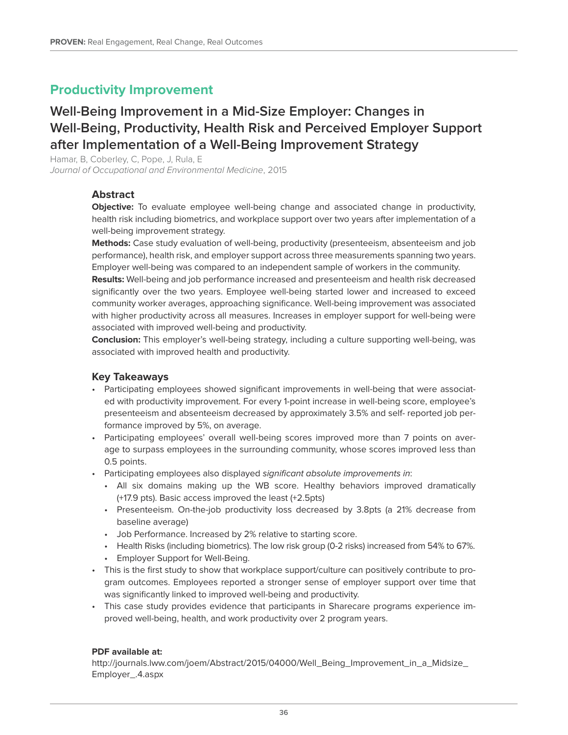## Productivity Improvement

### Well-Being Improvement in a Mid-Size Employer: Changes in Well-Being, Productivity, Health Risk and Perceived Employer Support after Implementation of a Well-Being Improvement Strategy

Hamar, B, Coberley, C, Pope, J, Rula, E
*Journal of Occupational and Environmental Medicine*, 2015

#### Abstract

**Objective:** To evaluate employee well-being change and associated change in productivity, health risk including biometrics, and workplace support over two years after implementation of a well-being improvement strategy.

**Methods:** Case study evaluation of well-being, productivity (presenteeism, absenteeism and job performance), health risk, and employer support across three measurements spanning two years. Employer well-being was compared to an independent sample of workers in the community.

**Results:** Well-being and job performance increased and presenteeism and health risk decreased significantly over the two years. Employee well-being started lower and increased to exceed community worker averages, approaching significance. Well-being improvement was associated with higher productivity across all measures. Increases in employer support for well-being were associated with improved well-being and productivity.

**Conclusion:** This employer's well-being strategy, including a culture supporting well-being, was associated with improved health and productivity.

#### Key Takeaways

- Participating employees showed significant improvements in well-being that were associated with productivity improvement. For every 1-point increase in well-being score, employee's presenteeism and absenteeism decreased by approximately 3.5% and self- reported job performance improved by 5%, on average.
- Participating employees' overall well-being scores improved more than 7 points on average to surpass employees in the surrounding community, whose scores improved less than 0.5 points.
- Participating employees also displayed *significant absolute improvements in*:
  - All six domains making up the WB score. Healthy behaviors improved dramatically (+17.9 pts). Basic access improved the least (+2.5pts)
  - Presenteeism. On-the-job productivity loss decreased by 3.8pts (a 21% decrease from baseline average)
  - Job Performance. Increased by 2% relative to starting score.
  - Health Risks (including biometrics). The low risk group (0-2 risks) increased from 54% to 67%.
  - Employer Support for Well-Being.
- This is the first study to show that workplace support/culture can positively contribute to program outcomes. Employees reported a stronger sense of employer support over time that was significantly linked to improved well-being and productivity.
- This case study provides evidence that participants in Sharecare programs experience improved well-being, health, and work productivity over 2 program years.

**PDF available at:**
http://journals.lww.com/joem/Abstract/2015/04000/Well_Being_Improvement_in_a_Midsize_Employer_.4.aspx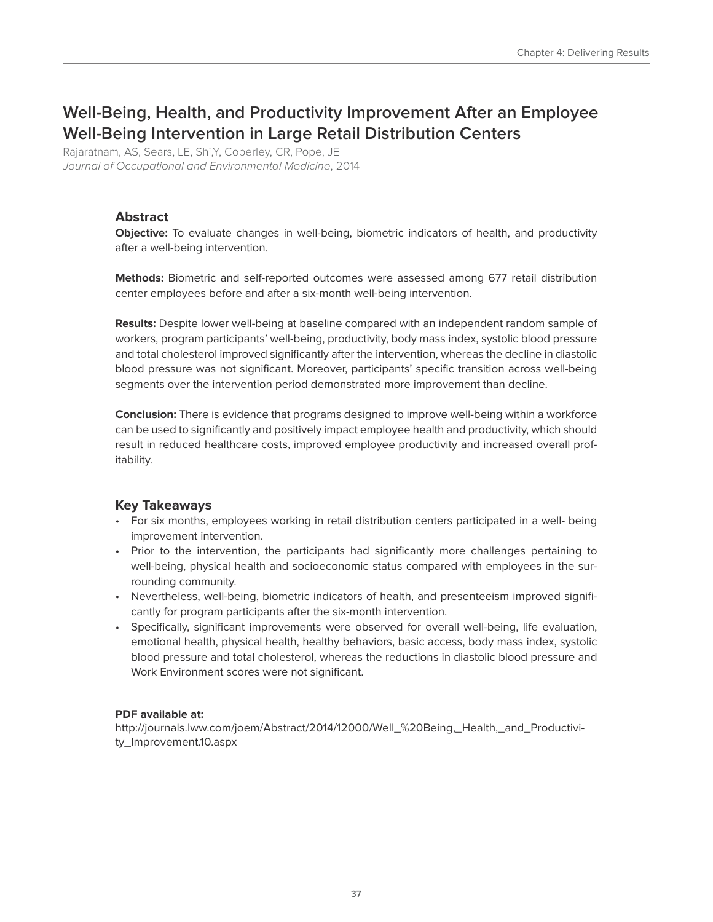# Well-Being, Health, and Productivity Improvement After an Employee Well-Being Intervention in Large Retail Distribution Centers

Rajaratnam, AS, Sears, LE, Shi,Y, Coberley, CR, Pope, JE
*Journal of Occupational and Environmental Medicine*, 2014

## Abstract

**Objective:** To evaluate changes in well-being, biometric indicators of health, and productivity after a well-being intervention.

**Methods:** Biometric and self-reported outcomes were assessed among 677 retail distribution center employees before and after a six-month well-being intervention.

**Results:** Despite lower well-being at baseline compared with an independent random sample of workers, program participants' well-being, productivity, body mass index, systolic blood pressure and total cholesterol improved significantly after the intervention, whereas the decline in diastolic blood pressure was not significant. Moreover, participants' specific transition across well-being segments over the intervention period demonstrated more improvement than decline.

**Conclusion:** There is evidence that programs designed to improve well-being within a workforce can be used to significantly and positively impact employee health and productivity, which should result in reduced healthcare costs, improved employee productivity and increased overall profitability.

## Key Takeaways

- For six months, employees working in retail distribution centers participated in a well- being improvement intervention.
- Prior to the intervention, the participants had significantly more challenges pertaining to well-being, physical health and socioeconomic status compared with employees in the surrounding community.
- Nevertheless, well-being, biometric indicators of health, and presenteeism improved significantly for program participants after the six-month intervention.
- Specifically, significant improvements were observed for overall well-being, life evaluation, emotional health, physical health, healthy behaviors, basic access, body mass index, systolic blood pressure and total cholesterol, whereas the reductions in diastolic blood pressure and Work Environment scores were not significant.

**PDF available at:**
http://journals.lww.com/joem/Abstract/2014/12000/Well_%20Being,_Health,_and_Productivity_Improvement.10.aspx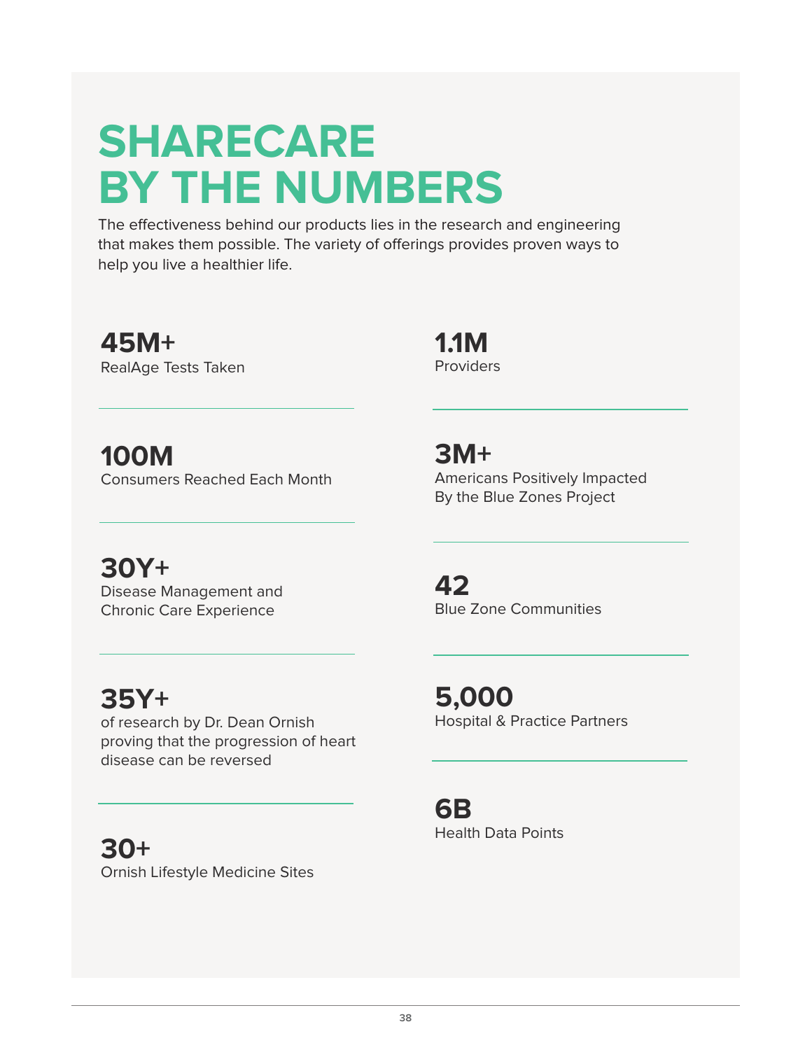# SHARECARE BY THE NUMBERS

The effectiveness behind our products lies in the research and engineering that makes them possible. The variety of offerings provides proven ways to help you live a healthier life.

**45M+**
RealAge Tests Taken

**100M**
Consumers Reached Each Month

**30Y+**
Disease Management and Chronic Care Experience

**35Y+**
of research by Dr. Dean Ornish proving that the progression of heart disease can be reversed

**30+**
Ornish Lifestyle Medicine Sites

**1.1M**
Providers

**3M+**
Americans Positively Impacted By the Blue Zones Project

**42**
Blue Zone Communities

**5,000**
Hospital & Practice Partners

**6B**
Health Data Points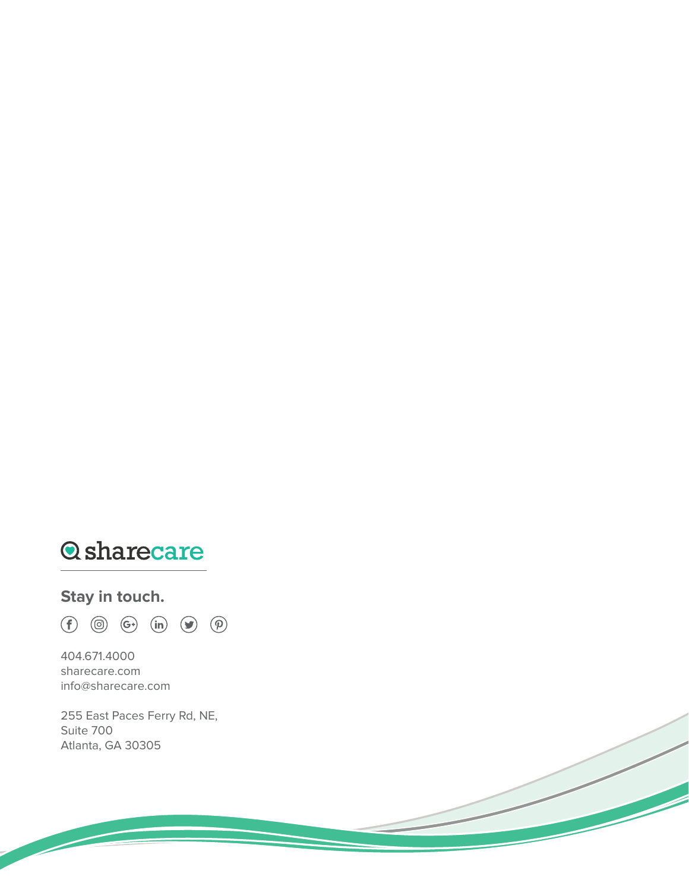sharecare

**Stay in touch.**

404.671.4000
sharecare.com
info@sharecare.com

255 East Paces Ferry Rd, NE,
Suite 700
Atlanta, GA 30305